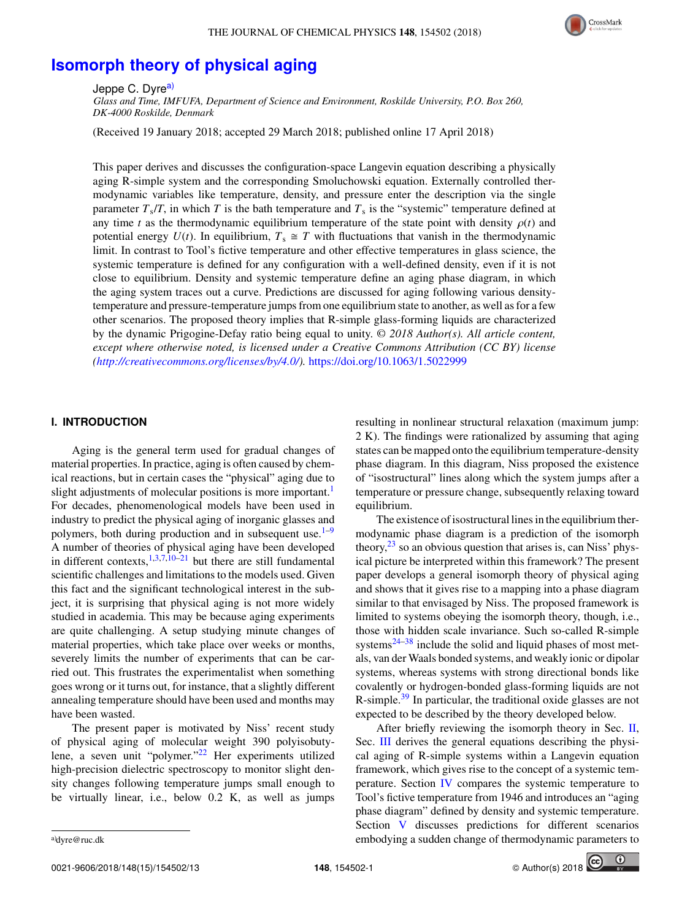# Isomorph theory of physical aging

Jeppe C. Dyre[a)]

*Glass and Time, IMFUFA, Department of Science and Environment, Roskilde University, P.O. Box 260, DK-4000 Roskilde, Denmark*

(Received 19 January 2018; accepted 29 March 2018; published online 17 April 2018)

This paper derives and discusses the configuration-space Langevin equation describing a physically aging R-simple system and the corresponding Smoluchowski equation. Externally controlled thermodynamic variables like temperature, density, and pressure enter the description via the single parameter $T_s/T$, in which $T$ is the bath temperature and $T_s$ is the "systemic" temperature defined at any time $t$ as the thermodynamic equilibrium temperature of the state point with density $\rho(t)$ and potential energy $U(t)$. In equilibrium, $T_s \cong T$ with fluctuations that vanish in the thermodynamic limit. In contrast to Tool's fictive temperature and other effective temperatures in glass science, the systemic temperature is defined for any configuration with a well-defined density, even if it is not close to equilibrium. Density and systemic temperature define an aging phase diagram, in which the aging system traces out a curve. Predictions are discussed for aging following various density-temperature and pressure-temperature jumps from one equilibrium state to another, as well as for a few other scenarios. The proposed theory implies that R-simple glass-forming liquids are characterized by the dynamic Prigogine-Defay ratio being equal to unity. *© 2018 Author(s). All article content, except where otherwise noted, is licensed under a Creative Commons Attribution (CC BY) license (http://creativecommons.org/licenses/by/4.0/).* https://doi.org/10.1063/1.5022999

## I. INTRODUCTION

Aging is the general term used for gradual changes of material properties. In practice, aging is often caused by chemical reactions, but in certain cases the "physical" aging due to slight adjustments of molecular positions is more important.[1] For decades, phenomenological models have been used in industry to predict the physical aging of inorganic glasses and polymers, both during production and in subsequent use.[1–9] A number of theories of physical aging have been developed in different contexts,[1,3,7,10–21] but there are still fundamental scientific challenges and limitations to the models used. Given this fact and the significant technological interest in the subject, it is surprising that physical aging is not more widely studied in academia. This may be because aging experiments are quite challenging. A setup studying minute changes of material properties, which take place over weeks or months, severely limits the number of experiments that can be carried out. This frustrates the experimentalist when something goes wrong or it turns out, for instance, that a slightly different annealing temperature should have been used and months may have been wasted.

The present paper is motivated by Niss' recent study of physical aging of molecular weight 390 polyisobutylene, a seven unit "polymer."[22] Her experiments utilized high-precision dielectric spectroscopy to monitor slight density changes following temperature jumps small enough to be virtually linear, i.e., below 0.2 K, as well as jumps resulting in nonlinear structural relaxation (maximum jump: 2 K). The findings were rationalized by assuming that aging states can be mapped onto the equilibrium temperature-density phase diagram. In this diagram, Niss proposed the existence of "isostructural" lines along which the system jumps after a temperature or pressure change, subsequently relaxing toward equilibrium.

The existence of isostructural lines in the equilibrium thermodynamic phase diagram is a prediction of the isomorph theory,[23] so an obvious question that arises is, can Niss' physical picture be interpreted within this framework? The present paper develops a general isomorph theory of physical aging and shows that it gives rise to a mapping into a phase diagram similar to that envisaged by Niss. The proposed framework is limited to systems obeying the isomorph theory, though, i.e., those with hidden scale invariance. Such so-called R-simple systems[24–38] include the solid and liquid phases of most metals, van der Waals bonded systems, and weakly ionic or dipolar systems, whereas systems with strong directional bonds like covalently or hydrogen-bonded glass-forming liquids are not R-simple.[39] In particular, the traditional oxide glasses are not expected to be described by the theory developed below.

After briefly reviewing the isomorph theory in Sec. II, Sec. III derives the general equations describing the physical aging of R-simple systems within a Langevin equation framework, which gives rise to the concept of a systemic temperature. Section IV compares the systemic temperature to Tool's fictive temperature from 1946 and introduces an "aging phase diagram" defined by density and systemic temperature. Section V discusses predictions for different scenarios embodying a sudden change of thermodynamic parameters to

[a)]dyre@ruc.dk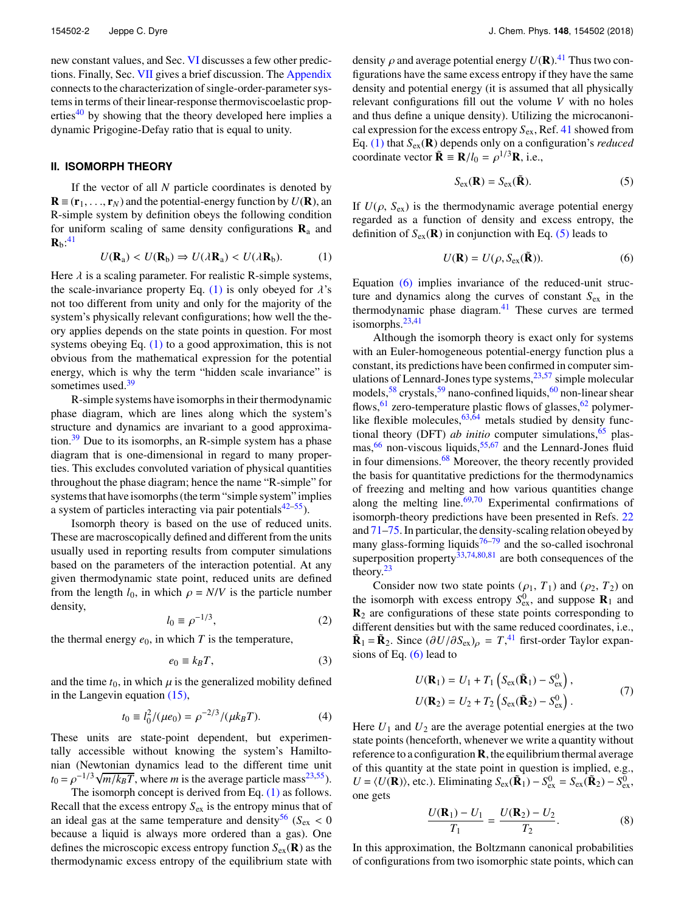new constant values, and Sec. VI discusses a few other predictions. Finally, Sec. VII gives a brief discussion. The Appendix connects to the characterization of single-order-parameter systems in terms of their linear-response thermoviscoelastic properties[40] by showing that the theory developed here implies a dynamic Prigogine-Defay ratio that is equal to unity.

## II. ISOMORPH THEORY

If the vector of all $N$ particle coordinates is denoted by $\mathbf{R} \equiv (\mathbf{r}_1, \ldots, \mathbf{r}_N)$ and the potential-energy function by $U(\mathbf{R})$, an R-simple system by definition obeys the following condition for uniform scaling of same density configurations $\mathbf{R}_a$ and $\mathbf{R}_b$:[41]

$$U(\mathbf{R}_a) < U(\mathbf{R}_b) \Rightarrow U(\lambda\mathbf{R}_a) < U(\lambda\mathbf{R}_b). \tag{1}$$

Here $\lambda$ is a scaling parameter. For realistic R-simple systems, the scale-invariance property Eq. (1) is only obeyed for $\lambda$'s not too different from unity and only for the majority of the system's physically relevant configurations; how well the theory applies depends on the state points in question. For most systems obeying Eq. (1) to a good approximation, this is not obvious from the mathematical expression for the potential energy, which is why the term "hidden scale invariance" is sometimes used.[39]

R-simple systems have isomorphs in their thermodynamic phase diagram, which are lines along which the system's structure and dynamics are invariant to a good approximation.[39] Due to its isomorphs, an R-simple system has a phase diagram that is one-dimensional in regard to many properties. This excludes convoluted variation of physical quantities throughout the phase diagram; hence the name "R-simple" for systems that have isomorphs (the term "simple system" implies a system of particles interacting via pair potentials[42–55]).

Isomorph theory is based on the use of reduced units. These are macroscopically defined and different from the units usually used in reporting results from computer simulations based on the parameters of the interaction potential. At any given thermodynamic state point, reduced units are defined from the length $l_0$, in which $\rho = N/V$ is the particle number density,

$$l_0 \equiv \rho^{-1/3}, \tag{2}$$

the thermal energy $e_0$, in which $T$ is the temperature,

$$e_0 \equiv k_B T, \tag{3}$$

and the time $t_0$, in which $\mu$ is the generalized mobility defined in the Langevin equation (15),

$$t_0 \equiv l_0^2/(\mu e_0) = \rho^{-2/3}/(\mu k_B T). \tag{4}$$

These units are state-point dependent, but experimentally accessible without knowing the system's Hamiltonian (Newtonian dynamics lead to the different time unit $t_0 = \rho^{-1/3}\sqrt{m/k_B T}$, where $m$ is the average particle mass[23,55]).

The isomorph concept is derived from Eq. (1) as follows. Recall that the excess entropy $S_{\rm ex}$ is the entropy minus that of an ideal gas at the same temperature and density[56] ($S_{\rm ex} < 0$ because a liquid is always more ordered than a gas). One defines the microscopic excess entropy function $S_{\rm ex}(\mathbf{R})$ as the thermodynamic excess entropy of the equilibrium state with density $\rho$ and average potential energy $U(\mathbf{R})$.[41] Thus two configurations have the same excess entropy if they have the same density and potential energy (it is assumed that all physically relevant configurations fill out the volume $V$ with no holes and thus define a unique density). Utilizing the microcanonical expression for the excess entropy $S_{\rm ex}$, Ref. 41 showed from Eq. (1) that $S_{\rm ex}(\mathbf{R})$ depends only on a configuration's *reduced* coordinate vector $\tilde{\mathbf{R}} \equiv \mathbf{R}/l_0 = \rho^{1/3}\mathbf{R}$, i.e.,

$$S_{\rm ex}(\mathbf{R}) = S_{\rm ex}(\tilde{\mathbf{R}}). \tag{5}$$

If $U(\rho, S_{\rm ex})$ is the thermodynamic average potential energy regarded as a function of density and excess entropy, the definition of $S_{\rm ex}(\mathbf{R})$ in conjunction with Eq. (5) leads to

$$U(\mathbf{R}) = U(\rho, S_{\rm ex}(\tilde{\mathbf{R}})). \tag{6}$$

Equation (6) implies invariance of the reduced-unit structure and dynamics along the curves of constant $S_{\rm ex}$ in the thermodynamic phase diagram.[41] These curves are termed isomorphs.[23,41]

Although the isomorph theory is exact only for systems with an Euler-homogeneous potential-energy function plus a constant, its predictions have been confirmed in computer simulations of Lennard-Jones type systems,[23,57] simple molecular models,[58] crystals,[59] nano-confined liquids,[60] non-linear shear flows,[61] zero-temperature plastic flows of glasses,[62] polymer-like flexible molecules,[63,64] metals studied by density functional theory (DFT) *ab initio* computer simulations,[65] plasmas,[66] non-viscous liquids,[55,67] and the Lennard-Jones fluid in four dimensions.[68] Moreover, the theory recently provided the basis for quantitative predictions for the thermodynamics of freezing and melting and how various quantities change along the melting line.[69,70] Experimental confirmations of isomorph-theory predictions have been presented in Refs. 22 and 71–75. In particular, the density-scaling relation obeyed by many glass-forming liquids[76–79] and the so-called isochronal superposition property[33,74,80,81] are both consequences of the theory.[23]

Consider now two state points $(\rho_1, T_1)$ and $(\rho_2, T_2)$ on the isomorph with excess entropy $S_{\rm ex}^0$, and suppose $\mathbf{R}_1$ and $\mathbf{R}_2$ are configurations of these state points corresponding to different densities but with the same reduced coordinates, i.e., $\tilde{\mathbf{R}}_1 = \tilde{\mathbf{R}}_2$. Since $(\partial U/\partial S_{\rm ex})_\rho = T$,[41] first-order Taylor expansions of Eq. (6) lead to

$$\begin{aligned} U(\mathbf{R}_1) &= U_1 + T_1\left(S_{\rm ex}(\tilde{\mathbf{R}}_1) - S_{\rm ex}^0\right), \\ U(\mathbf{R}_2) &= U_2 + T_2\left(S_{\rm ex}(\tilde{\mathbf{R}}_2) - S_{\rm ex}^0\right). \end{aligned} \tag{7}$$

Here $U_1$ and $U_2$ are the average potential energies at the two state points (henceforth, whenever we write a quantity without reference to a configuration $\mathbf{R}$, the equilibrium thermal average of this quantity at the state point in question is implied, e.g., $U = \langle U(\mathbf{R})\rangle$, etc.). Eliminating $S_{\rm ex}(\tilde{\mathbf{R}}_1) - S_{\rm ex}^0 = S_{\rm ex}(\tilde{\mathbf{R}}_2) - S_{\rm ex}^0$, one gets

$$\frac{U(\mathbf{R}_1) - U_1}{T_1} = \frac{U(\mathbf{R}_2) - U_2}{T_2}. \tag{8}$$

In this approximation, the Boltzmann canonical probabilities of configurations from two isomorphic state points, which can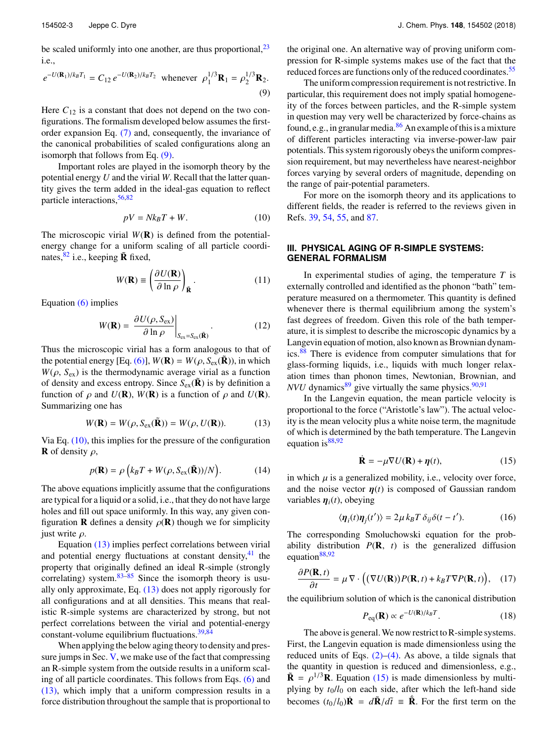be scaled uniformly into one another, are thus proportional,[23] i.e.,

$$e^{-U(\mathbf{R}_1)/k_BT_1} = C_{12}\, e^{-U(\mathbf{R}_2)/k_BT_2} \;\text{ whenever }\; \rho_1^{1/3}\mathbf{R}_1 = \rho_2^{1/3}\mathbf{R}_2. \tag{9}$$

Here $C_{12}$ is a constant that does not depend on the two configurations. The formalism developed below assumes the first-order expansion Eq. (7) and, consequently, the invariance of the canonical probabilities of scaled configurations along an isomorph that follows from Eq. (9).

Important roles are played in the isomorph theory by the potential energy $U$ and the virial $W$. Recall that the latter quantity gives the term added in the ideal-gas equation to reflect particle interactions,[56,82]

$$pV = Nk_BT + W. \tag{10}$$

The microscopic virial $W(\mathbf{R})$ is defined from the potential-energy change for a uniform scaling of all particle coordinates,[82] i.e., keeping $\tilde{\mathbf{R}}$ fixed,

$$W(\mathbf{R}) \equiv \left(\frac{\partial U(\mathbf{R})}{\partial \ln \rho}\right)_{\tilde{\mathbf{R}}}. \tag{11}$$

Equation (6) implies

$$W(\mathbf{R}) = \left.\frac{\partial U(\rho, S_{\text{ex}})}{\partial \ln \rho}\right|_{S_{\text{ex}}=S_{\text{ex}}(\tilde{\mathbf{R}})}. \tag{12}$$

Thus the microscopic virial has a form analogous to that of the potential energy [Eq. (6)], $W(\mathbf{R}) = W(\rho, S_{\text{ex}}(\tilde{\mathbf{R}}))$, in which $W(\rho, S_{\text{ex}})$ is the thermodynamic average virial as a function of density and excess entropy. Since $S_{\text{ex}}(\tilde{\mathbf{R}})$ is by definition a function of $\rho$ and $U(\mathbf{R})$, $W(\mathbf{R})$ is a function of $\rho$ and $U(\mathbf{R})$. Summarizing one has

$$W(\mathbf{R}) = W(\rho, S_{\text{ex}}(\tilde{\mathbf{R}})) = W(\rho, U(\mathbf{R})). \tag{13}$$

Via Eq. (10), this implies for the pressure of the configuration $\mathbf{R}$ of density $\rho$,

$$p(\mathbf{R}) = \rho\left(k_BT + W(\rho, S_{\text{ex}}(\tilde{\mathbf{R}}))/N\right). \tag{14}$$

The above equations implicitly assume that the configurations are typical for a liquid or a solid, i.e., that they do not have large holes and fill out space uniformly. In this way, any given configuration $\mathbf{R}$ defines a density $\rho(\mathbf{R})$ though we for simplicity just write $\rho$.

Equation (13) implies perfect correlations between virial and potential energy fluctuations at constant density,[41] the property that originally defined an ideal R-simple (strongly correlating) system.[83–85] Since the isomorph theory is usually only approximate, Eq. (13) does not apply rigorously for all configurations and at all densities. This means that realistic R-simple systems are characterized by strong, but not perfect correlations between the virial and potential-energy constant-volume equilibrium fluctuations.[39,84]

When applying the below aging theory to density and pressure jumps in Sec. V, we make use of the fact that compressing an R-simple system from the outside results in a uniform scaling of all particle coordinates. This follows from Eqs. (6) and (13), which imply that a uniform compression results in a force distribution throughout the sample that is proportional to the original one. An alternative way of proving uniform compression for R-simple systems makes use of the fact that the reduced forces are functions only of the reduced coordinates.[55]

The uniform compression requirement is not restrictive. In particular, this requirement does not imply spatial homogeneity of the forces between particles, and the R-simple system in question may very well be characterized by force-chains as found, e.g., in granular media.[86] An example of this is a mixture of different particles interacting via inverse-power-law pair potentials. This system rigorously obeys the uniform compression requirement, but may nevertheless have nearest-neighbor forces varying by several orders of magnitude, depending on the range of pair-potential parameters.

For more on the isomorph theory and its applications to different fields, the reader is referred to the reviews given in Refs. 39, 54, 55, and 87.

## III. PHYSICAL AGING OF R-SIMPLE SYSTEMS: GENERAL FORMALISM

In experimental studies of aging, the temperature $T$ is externally controlled and identified as the phonon "bath" temperature measured on a thermometer. This quantity is defined whenever there is thermal equilibrium among the system's fast degrees of freedom. Given this role of the bath temperature, it is simplest to describe the microscopic dynamics by a Langevin equation of motion, also known as Brownian dynamics.[88] There is evidence from computer simulations that for glass-forming liquids, i.e., liquids with much longer relaxation times than phonon times, Newtonian, Brownian, and *NVU* dynamics[89] give virtually the same physics.[90,91]

In the Langevin equation, the mean particle velocity is proportional to the force ("Aristotle's law"). The actual velocity is the mean velocity plus a white noise term, the magnitude of which is determined by the bath temperature. The Langevin equation is[88,92]

$$\dot{\mathbf{R}} = -\mu\nabla U(\mathbf{R}) + \boldsymbol{\eta}(t), \tag{15}$$

in which $\mu$ is a generalized mobility, i.e., velocity over force, and the noise vector $\boldsymbol{\eta}(t)$ is composed of Gaussian random variables $\boldsymbol{\eta}_i(t)$, obeying

$$\langle \boldsymbol{\eta}_i(t)\boldsymbol{\eta}_j(t')\rangle = 2\mu\, k_BT\, \delta_{ij}\delta(t-t'). \tag{16}$$

The corresponding Smoluchowski equation for the probability distribution $P(\mathbf{R}, t)$ is the generalized diffusion equation[88,92]

$$\frac{\partial P(\mathbf{R}, t)}{\partial t} = \mu\nabla\cdot\Big(\big(\nabla U(\mathbf{R})\big)P(\mathbf{R}, t) + k_BT\nabla P(\mathbf{R}, t)\Big), \tag{17}$$

the equilibrium solution of which is the canonical distribution

$$P_{\text{eq}}(\mathbf{R}) \propto e^{-U(\mathbf{R})/k_BT}. \tag{18}$$

The above is general. We now restrict to R-simple systems. First, the Langevin equation is made dimensionless using the reduced units of Eqs. (2)–(4). As above, a tilde signals that the quantity in question is reduced and dimensionless, e.g., $\tilde{\mathbf{R}} = \rho^{1/3}\mathbf{R}$. Equation (15) is made dimensionless by multiplying by $t_0/l_0$ on each side, after which the left-hand side becomes $(t_0/l_0)\dot{\mathbf{R}} = d\tilde{\mathbf{R}}/d\tilde{t} \equiv \dot{\tilde{\mathbf{R}}}$. For the first term on the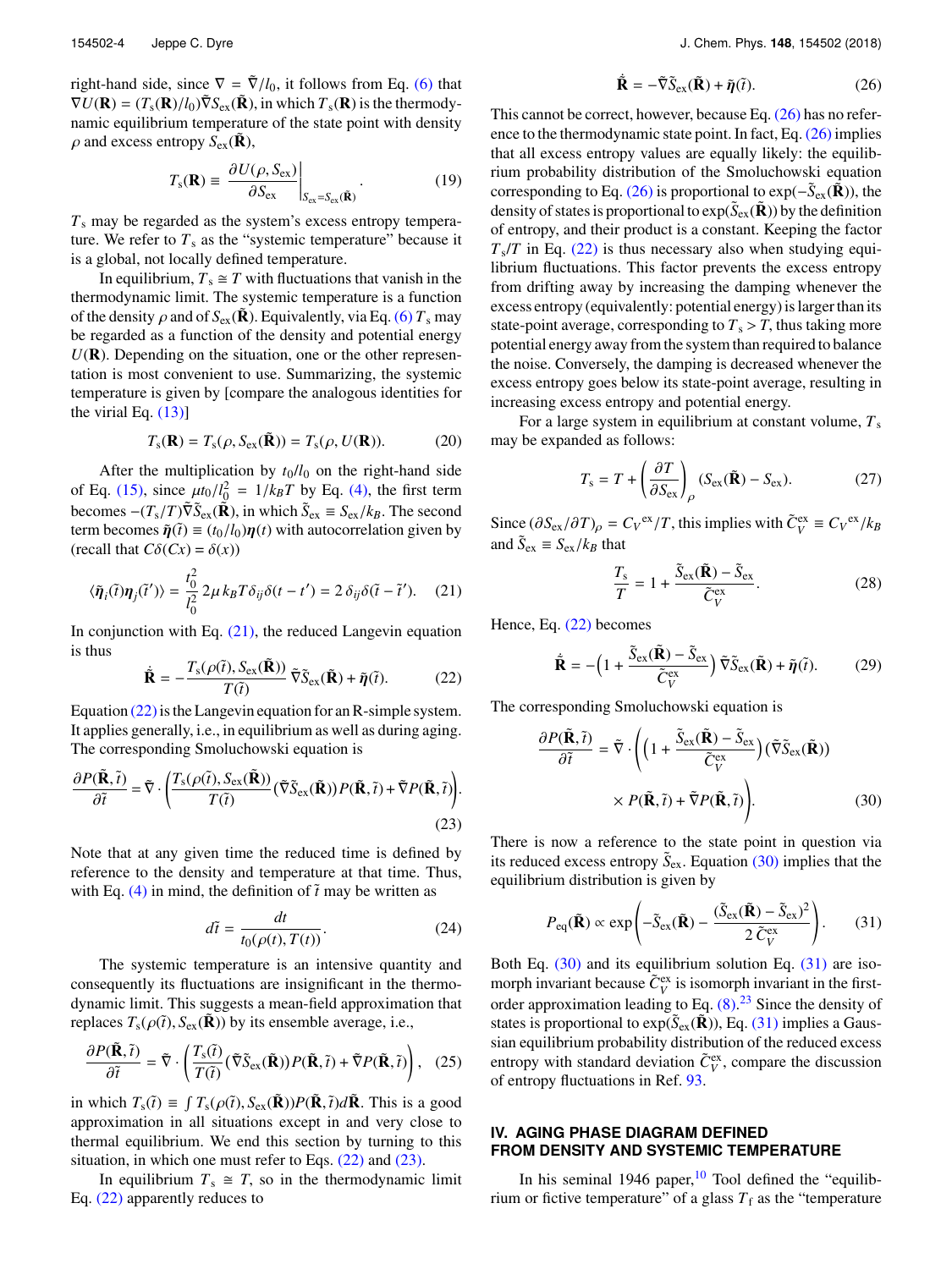right-hand side, since $\nabla = \tilde{\nabla}/l_0$, it follows from Eq. (6) that $\nabla U(\mathbf{R}) = (T_s(\mathbf{R})/l_0)\tilde{\nabla} S_{ex}(\tilde{\mathbf{R}})$, in which $T_s(\mathbf{R})$ is the thermodynamic equilibrium temperature of the state point with density $\rho$ and excess entropy $S_{ex}(\tilde{\mathbf{R}})$,

$$T_s(\mathbf{R}) \equiv \left.\frac{\partial U(\rho, S_{ex})}{\partial S_{ex}}\right|_{S_{ex}=S_{ex}(\tilde{\mathbf{R}})}. \tag{19}$$

$T_s$ may be regarded as the system's excess entropy temperature. We refer to $T_s$ as the "systemic temperature" because it is a global, not locally defined temperature.

In equilibrium, $T_s \cong T$ with fluctuations that vanish in the thermodynamic limit. The systemic temperature is a function of the density $\rho$ and of $S_{ex}(\tilde{\mathbf{R}})$. Equivalently, via Eq. (6) $T_s$ may be regarded as a function of the density and potential energy $U(\mathbf{R})$. Depending on the situation, one or the other representation is most convenient to use. Summarizing, the systemic temperature is given by [compare the analogous identities for the virial Eq. (13)]

$$T_s(\mathbf{R}) = T_s(\rho, S_{ex}(\tilde{\mathbf{R}})) = T_s(\rho, U(\mathbf{R})). \tag{20}$$

After the multiplication by $t_0/l_0$ on the right-hand side of Eq. (15), since $\mu t_0/l_0^2 = 1/k_B T$ by Eq. (4), the first term becomes $-(T_s/T)\tilde{\nabla}\tilde{S}_{ex}(\tilde{\mathbf{R}})$, in which $\tilde{S}_{ex} \equiv S_{ex}/k_B$. The second term becomes $\tilde{\boldsymbol{\eta}}(\tilde{t}) \equiv (t_0/l_0)\boldsymbol{\eta}(t)$ with autocorrelation given by (recall that $C\delta(Cx) = \delta(x)$)

$$\langle \tilde{\eta}_i(\tilde{t})\eta_j(\tilde{t}')\rangle = \frac{t_0^2}{l_0^2}\, 2\mu\, k_B T \delta_{ij}\delta(t-t') = 2\,\delta_{ij}\delta(\tilde{t}-\tilde{t}'). \tag{21}$$

In conjunction with Eq. (21), the reduced Langevin equation is thus

$$\dot{\tilde{\mathbf{R}}} = -\frac{T_s(\rho(\tilde{t}), S_{ex}(\tilde{\mathbf{R}}))}{T(\tilde{t})}\,\tilde{\nabla}\tilde{S}_{ex}(\tilde{\mathbf{R}}) + \tilde{\boldsymbol{\eta}}(\tilde{t}). \tag{22}$$

Equation (22) is the Langevin equation for an R-simple system. It applies generally, i.e., in equilibrium as well as during aging. The corresponding Smoluchowski equation is

$$\frac{\partial P(\tilde{\mathbf{R}}, \tilde{t})}{\partial \tilde{t}} = \tilde{\nabla}\cdot\left(\frac{T_s(\rho(\tilde{t}), S_{ex}(\tilde{\mathbf{R}}))}{T(\tilde{t})}(\tilde{\nabla}\tilde{S}_{ex}(\tilde{\mathbf{R}}))P(\tilde{\mathbf{R}}, \tilde{t}) + \tilde{\nabla}P(\tilde{\mathbf{R}}, \tilde{t})\right). \tag{23}$$

Note that at any given time the reduced time is defined by reference to the density and temperature at that time. Thus, with Eq. (4) in mind, the definition of $\tilde{t}$ may be written as

$$d\tilde{t} = \frac{dt}{t_0(\rho(t), T(t))}. \tag{24}$$

The systemic temperature is an intensive quantity and consequently its fluctuations are insignificant in the thermodynamic limit. This suggests a mean-field approximation that replaces $T_s(\rho(\tilde{t}), S_{ex}(\tilde{\mathbf{R}}))$ by its ensemble average, i.e.,

$$\frac{\partial P(\tilde{\mathbf{R}}, \tilde{t})}{\partial \tilde{t}} = \tilde{\nabla}\cdot\left(\frac{T_s(\tilde{t})}{T(\tilde{t})}(\tilde{\nabla}\tilde{S}_{ex}(\tilde{\mathbf{R}}))P(\tilde{\mathbf{R}}, \tilde{t}) + \tilde{\nabla}P(\tilde{\mathbf{R}}, \tilde{t})\right), \tag{25}$$

in which $T_s(\tilde{t}) \equiv \int T_s(\rho(\tilde{t}), S_{ex}(\tilde{\mathbf{R}}))P(\tilde{\mathbf{R}}, \tilde{t})d\tilde{\mathbf{R}}$. This is a good approximation in all situations except in and very close to thermal equilibrium. We end this section by turning to this situation, in which one must refer to Eqs. (22) and (23).

In equilibrium $T_s \cong T$, so in the thermodynamic limit Eq. (22) apparently reduces to

$$\dot{\tilde{\mathbf{R}}} = -\tilde{\nabla}\tilde{S}_{ex}(\tilde{\mathbf{R}}) + \tilde{\boldsymbol{\eta}}(\tilde{t}). \tag{26}$$

This cannot be correct, however, because Eq. (26) has no reference to the thermodynamic state point. In fact, Eq. (26) implies that all excess entropy values are equally likely: the equilibrium probability distribution of the Smoluchowski equation corresponding to Eq. (26) is proportional to $\exp(-\tilde{S}_{ex}(\tilde{\mathbf{R}}))$, the density of states is proportional to $\exp(\tilde{S}_{ex}(\tilde{\mathbf{R}}))$ by the definition of entropy, and their product is a constant. Keeping the factor $T_s/T$ in Eq. (22) is thus necessary also when studying equilibrium fluctuations. This factor prevents the excess entropy from drifting away by increasing the damping whenever the excess entropy (equivalently: potential energy) is larger than its state-point average, corresponding to $T_s > T$, thus taking more potential energy away from the system than required to balance the noise. Conversely, the damping is decreased whenever the excess entropy goes below its state-point average, resulting in increasing excess entropy and potential energy.

For a large system in equilibrium at constant volume, $T_s$ may be expanded as follows:

$$T_s = T + \left(\frac{\partial T}{\partial S_{ex}}\right)_\rho (S_{ex}(\tilde{\mathbf{R}}) - S_{ex}). \tag{27}$$

Since $(\partial S_{ex}/\partial T)_\rho = C_V^{ex}/T$, this implies with $\tilde{C}_V^{ex} \equiv C_V^{ex}/k_B$ and $\tilde{S}_{ex} \equiv S_{ex}/k_B$ that

$$\frac{T_s}{T} = 1 + \frac{\tilde{S}_{ex}(\tilde{\mathbf{R}}) - \tilde{S}_{ex}}{\tilde{C}_V^{ex}}. \tag{28}$$

Hence, Eq. (22) becomes

$$\dot{\tilde{\mathbf{R}}} = -\left(1 + \frac{\tilde{S}_{ex}(\tilde{\mathbf{R}}) - \tilde{S}_{ex}}{\tilde{C}_V^{ex}}\right)\tilde{\nabla}\tilde{S}_{ex}(\tilde{\mathbf{R}}) + \tilde{\boldsymbol{\eta}}(\tilde{t}). \tag{29}$$

The corresponding Smoluchowski equation is

$$\frac{\partial P(\tilde{\mathbf{R}}, \tilde{t})}{\partial \tilde{t}} = \tilde{\nabla}\cdot\left(\left(1 + \frac{\tilde{S}_{ex}(\tilde{\mathbf{R}}) - \tilde{S}_{ex}}{\tilde{C}_V^{ex}}\right)(\tilde{\nabla}\tilde{S}_{ex}(\tilde{\mathbf{R}})) \times P(\tilde{\mathbf{R}}, \tilde{t}) + \tilde{\nabla}P(\tilde{\mathbf{R}}, \tilde{t})\right). \tag{30}$$

There is now a reference to the state point in question via its reduced excess entropy $\tilde{S}_{ex}$. Equation (30) implies that the equilibrium distribution is given by

$$P_{eq}(\tilde{\mathbf{R}}) \propto \exp\left(-\tilde{S}_{ex}(\tilde{\mathbf{R}}) - \frac{(\tilde{S}_{ex}(\tilde{\mathbf{R}}) - \tilde{S}_{ex})^2}{2\,\tilde{C}_V^{ex}}\right). \tag{31}$$

Both Eq. (30) and its equilibrium solution Eq. (31) are isomorph invariant because $\tilde{C}_V^{ex}$ is isomorph invariant in the first-order approximation leading to Eq. (8).[23] Since the density of states is proportional to $\exp(\tilde{S}_{ex}(\tilde{\mathbf{R}}))$, Eq. (31) implies a Gaussian equilibrium probability distribution of the reduced excess entropy with standard deviation $\tilde{C}_V^{ex}$, compare the discussion of entropy fluctuations in Ref. 93.

## IV. AGING PHASE DIAGRAM DEFINED FROM DENSITY AND SYSTEMIC TEMPERATURE

In his seminal 1946 paper,[10] Tool defined the "equilibrium or fictive temperature" of a glass $T_f$ as the "temperature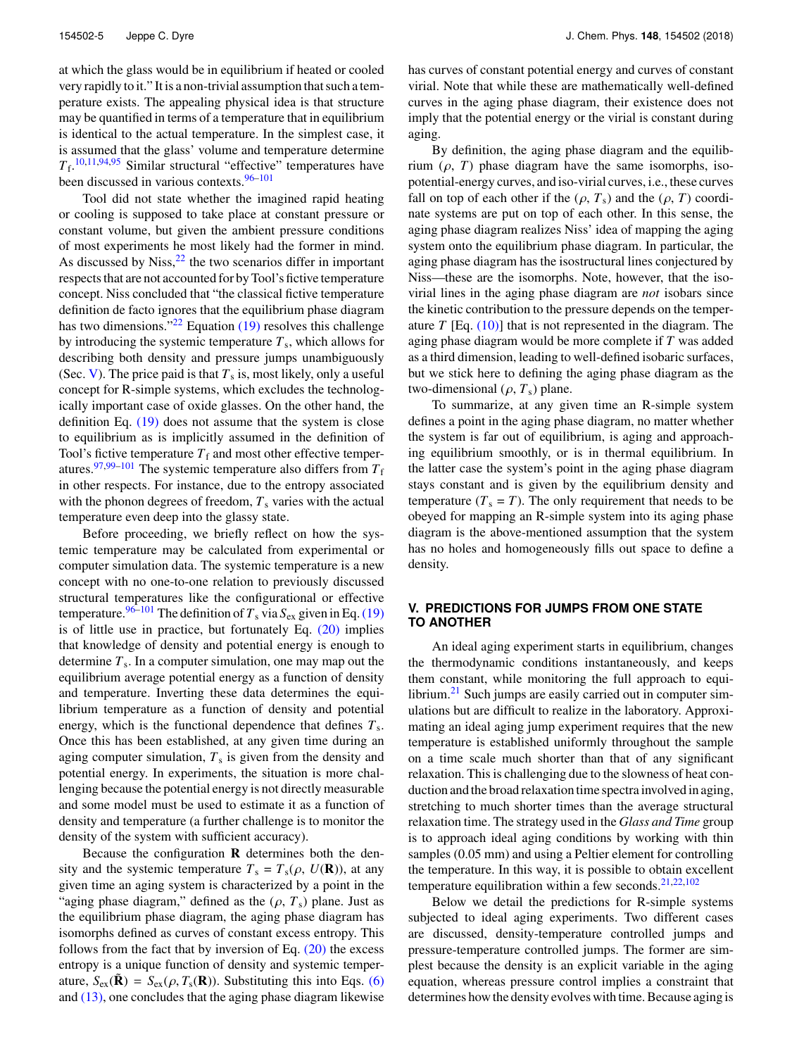at which the glass would be in equilibrium if heated or cooled very rapidly to it." It is a non-trivial assumption that such a temperature exists. The appealing physical idea is that structure may be quantified in terms of a temperature that in equilibrium is identical to the actual temperature. In the simplest case, it is assumed that the glass' volume and temperature determine $T_f$.[10,11,94,95] Similar structural "effective" temperatures have been discussed in various contexts.[96–101]

Tool did not state whether the imagined rapid heating or cooling is supposed to take place at constant pressure or constant volume, but given the ambient pressure conditions of most experiments he most likely had the former in mind. As discussed by Niss,[22] the two scenarios differ in important respects that are not accounted for by Tool's fictive temperature concept. Niss concluded that "the classical fictive temperature definition de facto ignores that the equilibrium phase diagram has two dimensions."[22] Equation (19) resolves this challenge by introducing the systemic temperature $T_s$, which allows for describing both density and pressure jumps unambiguously (Sec. V). The price paid is that $T_s$ is, most likely, only a useful concept for R-simple systems, which excludes the technologically important case of oxide glasses. On the other hand, the definition Eq. (19) does not assume that the system is close to equilibrium as is implicitly assumed in the definition of Tool's fictive temperature $T_f$ and most other effective temperatures.[97,99–101] The systemic temperature also differs from $T_f$ in other respects. For instance, due to the entropy associated with the phonon degrees of freedom, $T_s$ varies with the actual temperature even deep into the glassy state.

Before proceeding, we briefly reflect on how the systemic temperature may be calculated from experimental or computer simulation data. The systemic temperature is a new concept with no one-to-one relation to previously discussed structural temperatures like the configurational or effective temperature.[96–101] The definition of $T_s$ via $S_{ex}$ given in Eq. (19) is of little use in practice, but fortunately Eq. (20) implies that knowledge of density and potential energy is enough to determine $T_s$. In a computer simulation, one may map out the equilibrium average potential energy as a function of density and temperature. Inverting these data determines the equilibrium temperature as a function of density and potential energy, which is the functional dependence that defines $T_s$. Once this has been established, at any given time during an aging computer simulation, $T_s$ is given from the density and potential energy. In experiments, the situation is more challenging because the potential energy is not directly measurable and some model must be used to estimate it as a function of density and temperature (a further challenge is to monitor the density of the system with sufficient accuracy).

Because the configuration $\mathbf{R}$ determines both the density and the systemic temperature $T_s = T_s(\rho, U(\mathbf{R}))$, at any given time an aging system is characterized by a point in the "aging phase diagram," defined as the $(\rho, T_s)$ plane. Just as the equilibrium phase diagram, the aging phase diagram has isomorphs defined as curves of constant excess entropy. This follows from the fact that by inversion of Eq. (20) the excess entropy is a unique function of density and systemic temperature, $S_{ex}(\tilde{\mathbf{R}}) = S_{ex}(\rho, T_s(\mathbf{R}))$. Substituting this into Eqs. (6) and (13), one concludes that the aging phase diagram likewise has curves of constant potential energy and curves of constant virial. Note that while these are mathematically well-defined curves in the aging phase diagram, their existence does not imply that the potential energy or the virial is constant during aging.

By definition, the aging phase diagram and the equilibrium $(\rho, T)$ phase diagram have the same isomorphs, iso-potential-energy curves, and iso-virial curves, i.e., these curves fall on top of each other if the $(\rho, T_s)$ and the $(\rho, T)$ coordinate systems are put on top of each other. In this sense, the aging phase diagram realizes Niss' idea of mapping the aging system onto the equilibrium phase diagram. In particular, the aging phase diagram has the isostructural lines conjectured by Niss—these are the isomorphs. Note, however, that the iso-virial lines in the aging phase diagram are *not* isobars since the kinetic contribution to the pressure depends on the temperature $T$ [Eq. (10)] that is not represented in the diagram. The aging phase diagram would be more complete if $T$ was added as a third dimension, leading to well-defined isobaric surfaces, but we stick here to defining the aging phase diagram as the two-dimensional $(\rho, T_s)$ plane.

To summarize, at any given time an R-simple system defines a point in the aging phase diagram, no matter whether the system is far out of equilibrium, is aging and approaching equilibrium smoothly, or is in thermal equilibrium. In the latter case the system's point in the aging phase diagram stays constant and is given by the equilibrium density and temperature ($T_s = T$). The only requirement that needs to be obeyed for mapping an R-simple system into its aging phase diagram is the above-mentioned assumption that the system has no holes and homogeneously fills out space to define a density.

## V. PREDICTIONS FOR JUMPS FROM ONE STATE TO ANOTHER

An ideal aging experiment starts in equilibrium, changes the thermodynamic conditions instantaneously, and keeps them constant, while monitoring the full approach to equilibrium.[21] Such jumps are easily carried out in computer simulations but are difficult to realize in the laboratory. Approximating an ideal aging jump experiment requires that the new temperature is established uniformly throughout the sample on a time scale much shorter than that of any significant relaxation. This is challenging due to the slowness of heat conduction and the broad relaxation time spectra involved in aging, stretching to much shorter times than the average structural relaxation time. The strategy used in the *Glass and Time* group is to approach ideal aging conditions by working with thin samples (0.05 mm) and using a Peltier element for controlling the temperature. In this way, it is possible to obtain excellent temperature equilibration within a few seconds.[21,22,102]

Below we detail the predictions for R-simple systems subjected to ideal aging experiments. Two different cases are discussed, density-temperature controlled jumps and pressure-temperature controlled jumps. The former are simplest because the density is an explicit variable in the aging equation, whereas pressure control implies a constraint that determines how the density evolves with time. Because aging is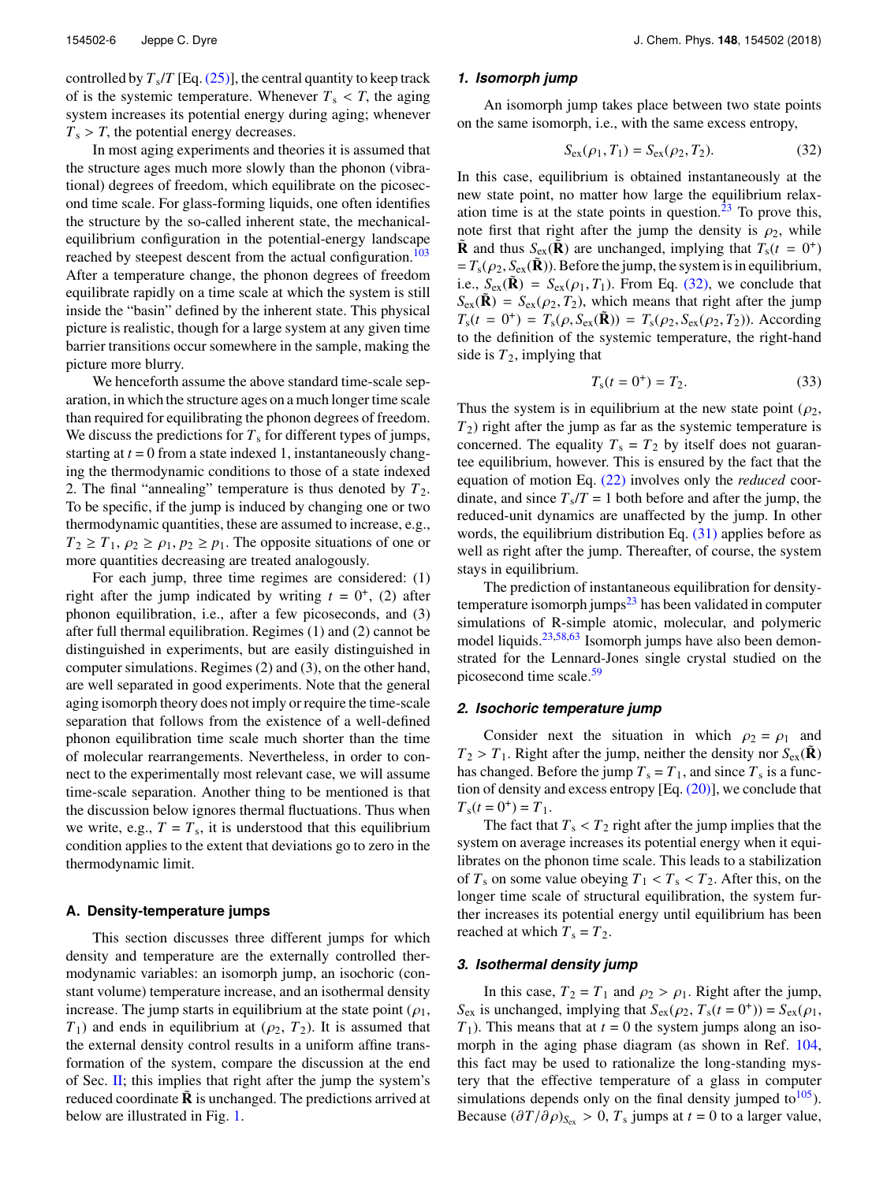controlled by $T_s/T$ [Eq. (25)], the central quantity to keep track of is the systemic temperature. Whenever $T_s < T$, the aging system increases its potential energy during aging; whenever $T_s > T$, the potential energy decreases.

In most aging experiments and theories it is assumed that the structure ages much more slowly than the phonon (vibrational) degrees of freedom, which equilibrate on the picosecond time scale. For glass-forming liquids, one often identifies the structure by the so-called inherent state, the mechanical-equilibrium configuration in the potential-energy landscape reached by steepest descent from the actual configuration.[103] After a temperature change, the phonon degrees of freedom equilibrate rapidly on a time scale at which the system is still inside the "basin" defined by the inherent state. This physical picture is realistic, though for a large system at any given time barrier transitions occur somewhere in the sample, making the picture more blurry.

We henceforth assume the above standard time-scale separation, in which the structure ages on a much longer time scale than required for equilibrating the phonon degrees of freedom. We discuss the predictions for $T_s$ for different types of jumps, starting at $t = 0$ from a state indexed 1, instantaneously changing the thermodynamic conditions to those of a state indexed 2. The final "annealing" temperature is thus denoted by $T_2$. To be specific, if the jump is induced by changing one or two thermodynamic quantities, these are assumed to increase, e.g., $T_2 \geq T_1$, $\rho_2 \geq \rho_1$, $p_2 \geq p_1$. The opposite situations of one or more quantities decreasing are treated analogously.

For each jump, three time regimes are considered: (1) right after the jump indicated by writing $t = 0^+$, (2) after phonon equilibration, i.e., after a few picoseconds, and (3) after full thermal equilibration. Regimes (1) and (2) cannot be distinguished in experiments, but are easily distinguished in computer simulations. Regimes (2) and (3), on the other hand, are well separated in good experiments. Note that the general aging isomorph theory does not imply or require the time-scale separation that follows from the existence of a well-defined phonon equilibration time scale much shorter than the time of molecular rearrangements. Nevertheless, in order to connect to the experimentally most relevant case, we will assume time-scale separation. Another thing to be mentioned is that the discussion below ignores thermal fluctuations. Thus when we write, e.g., $T = T_s$, it is understood that this equilibrium condition applies to the extent that deviations go to zero in the thermodynamic limit.

## A. Density-temperature jumps

This section discusses three different jumps for which density and temperature are the externally controlled thermodynamic variables: an isomorph jump, an isochoric (constant volume) temperature increase, and an isothermal density increase. The jump starts in equilibrium at the state point ($\rho_1$, $T_1$) and ends in equilibrium at ($\rho_2$, $T_2$). It is assumed that the external density control results in a uniform affine transformation of the system, compare the discussion at the end of Sec. II; this implies that right after the jump the system's reduced coordinate $\tilde{\mathbf{R}}$ is unchanged. The predictions arrived at below are illustrated in Fig. 1.

### 1. Isomorph jump

An isomorph jump takes place between two state points on the same isomorph, i.e., with the same excess entropy,

$$S_{ex}(\rho_1, T_1) = S_{ex}(\rho_2, T_2). \tag{32}$$

In this case, equilibrium is obtained instantaneously at the new state point, no matter how large the equilibrium relaxation time is at the state points in question.[23] To prove this, note first that right after the jump the density is $\rho_2$, while $\tilde{\mathbf{R}}$ and thus $S_{ex}(\tilde{\mathbf{R}})$ are unchanged, implying that $T_s(t = 0^+) = T_s(\rho_2, S_{ex}(\tilde{\mathbf{R}}))$. Before the jump, the system is in equilibrium, i.e., $S_{ex}(\tilde{\mathbf{R}}) = S_{ex}(\rho_1, T_1)$. From Eq. (32), we conclude that $S_{ex}(\tilde{\mathbf{R}}) = S_{ex}(\rho_2, T_2)$, which means that right after the jump $T_s(t = 0^+) = T_s(\rho, S_{ex}(\tilde{\mathbf{R}})) = T_s(\rho_2, S_{ex}(\rho_2, T_2))$. According to the definition of the systemic temperature, the right-hand side is $T_2$, implying that

$$T_s(t = 0^+) = T_2. \tag{33}$$

Thus the system is in equilibrium at the new state point ($\rho_2$, $T_2$) right after the jump as far as the systemic temperature is concerned. The equality $T_s = T_2$ by itself does not guarantee equilibrium, however. This is ensured by the fact that the equation of motion Eq. (22) involves only the *reduced* coordinate, and since $T_s/T = 1$ both before and after the jump, the reduced-unit dynamics are unaffected by the jump. In other words, the equilibrium distribution Eq. (31) applies before as well as right after the jump. Thereafter, of course, the system stays in equilibrium.

The prediction of instantaneous equilibration for density-temperature isomorph jumps[23] has been validated in computer simulations of R-simple atomic, molecular, and polymeric model liquids.[23,58,63] Isomorph jumps have also been demonstrated for the Lennard-Jones single crystal studied on the picosecond time scale.[59]

### 2. Isochoric temperature jump

Consider next the situation in which $\rho_2 = \rho_1$ and $T_2 > T_1$. Right after the jump, neither the density nor $S_{ex}(\tilde{\mathbf{R}})$ has changed. Before the jump $T_s = T_1$, and since $T_s$ is a function of density and excess entropy [Eq. (20)], we conclude that $T_s(t = 0^+) = T_1$.

The fact that $T_s < T_2$ right after the jump implies that the system on average increases its potential energy when it equilibrates on the phonon time scale. This leads to a stabilization of $T_s$ on some value obeying $T_1 < T_s < T_2$. After this, on the longer time scale of structural equilibration, the system further increases its potential energy until equilibrium has been reached at which $T_s = T_2$.

### 3. Isothermal density jump

In this case, $T_2 = T_1$ and $\rho_2 > \rho_1$. Right after the jump, $S_{ex}$ is unchanged, implying that $S_{ex}(\rho_2, T_s(t = 0^+)) = S_{ex}(\rho_1, T_1)$. This means that at $t = 0$ the system jumps along an isomorph in the aging phase diagram (as shown in Ref. 104, this fact may be used to rationalize the long-standing mystery that the effective temperature of a glass in computer simulations depends only on the final density jumped to[105]). Because $(\partial T/\partial \rho)_{S_{ex}} > 0$, $T_s$ jumps at $t = 0$ to a larger value,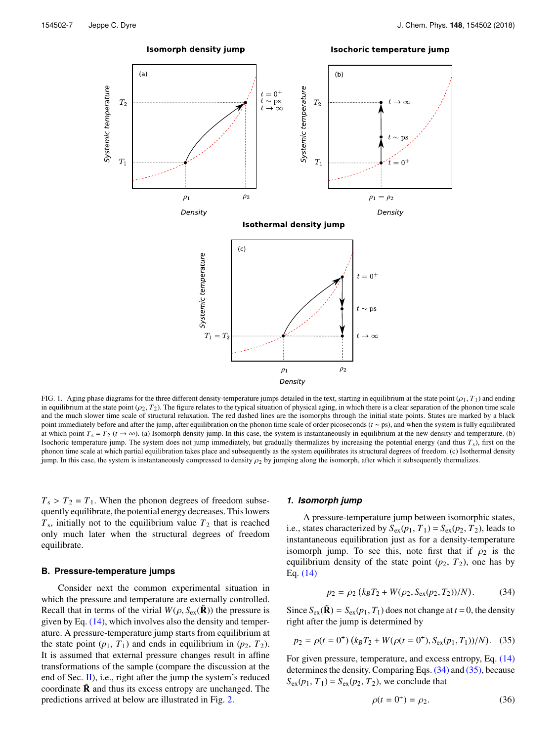FIG. 1. Aging phase diagrams for the three different density-temperature jumps detailed in the text, starting in equilibrium at the state point ($\rho_1$, $T_1$) and ending in equilibrium at the state point ($\rho_2$, $T_2$). The figure relates to the typical situation of physical aging, in which there is a clear separation of the phonon time scale and the much slower time scale of structural relaxation. The red dashed lines are the isomorphs through the initial state points. States are marked by a black point immediately before and after the jump, after equilibration on the phonon time scale of order picoseconds ($t \sim$ ps), and when the system is fully equilibrated at which point $T_s = T_2$ ($t \to \infty$). (a) Isomorph density jump. In this case, the system is instantaneously in equilibrium at the new density and temperature. (b) Isochoric temperature jump. The system does not jump immediately, but gradually thermalizes by increasing the potential energy (and thus $T_s$), first on the phonon time scale at which partial equilibration takes place and subsequently as the system equilibrates its structural degrees of freedom. (c) Isothermal density jump. In this case, the system is instantaneously compressed to density $\rho_2$ by jumping along the isomorph, after which it subsequently thermalizes.

$T_s > T_2 = T_1$. When the phonon degrees of freedom subsequently equilibrate, the potential energy decreases. This lowers $T_s$, initially not to the equilibrium value $T_2$ that is reached only much later when the structural degrees of freedom equilibrate.

## B. Pressure-temperature jumps

Consider next the common experimental situation in which the pressure and temperature are externally controlled. Recall that in terms of the virial $W(\rho, S_{\rm ex}(\tilde{\mathbf{R}}))$ the pressure is given by Eq. (14), which involves also the density and temperature. A pressure-temperature jump starts from equilibrium at the state point ($p_1$, $T_1$) and ends in equilibrium in ($p_2$, $T_2$). It is assumed that external pressure changes result in affine transformations of the sample (compare the discussion at the end of Sec. II), i.e., right after the jump the system's reduced coordinate $\tilde{\mathbf{R}}$ and thus its excess entropy are unchanged. The predictions arrived at below are illustrated in Fig. 2.

### *1. Isomorph jump*

A pressure-temperature jump between isomorphic states, i.e., states characterized by $S_{\rm ex}(p_1, T_1) = S_{\rm ex}(p_2, T_2)$, leads to instantaneous equilibration just as for a density-temperature isomorph jump. To see this, note first that if $\rho_2$ is the equilibrium density of the state point ($p_2$, $T_2$), one has by Eq. (14)

$$p_2 = \rho_2\,(k_B T_2 + W(\rho_2, S_{\rm ex}(p_2, T_2))/N). \tag{34}$$

Since $S_{\rm ex}(\tilde{\mathbf{R}}) = S_{\rm ex}(p_1, T_1)$ does not change at $t = 0$, the density right after the jump is determined by

$$p_2 = \rho(t = 0^+)\,(k_B T_2 + W(\rho(t = 0^+), S_{\rm ex}(p_1, T_1))/N). \tag{35}$$

For given pressure, temperature, and excess entropy, Eq. (14) determines the density. Comparing Eqs. (34) and (35), because $S_{\rm ex}(p_1, T_1) = S_{\rm ex}(p_2, T_2)$, we conclude that

$$\rho(t = 0^+) = \rho_2. \tag{36}$$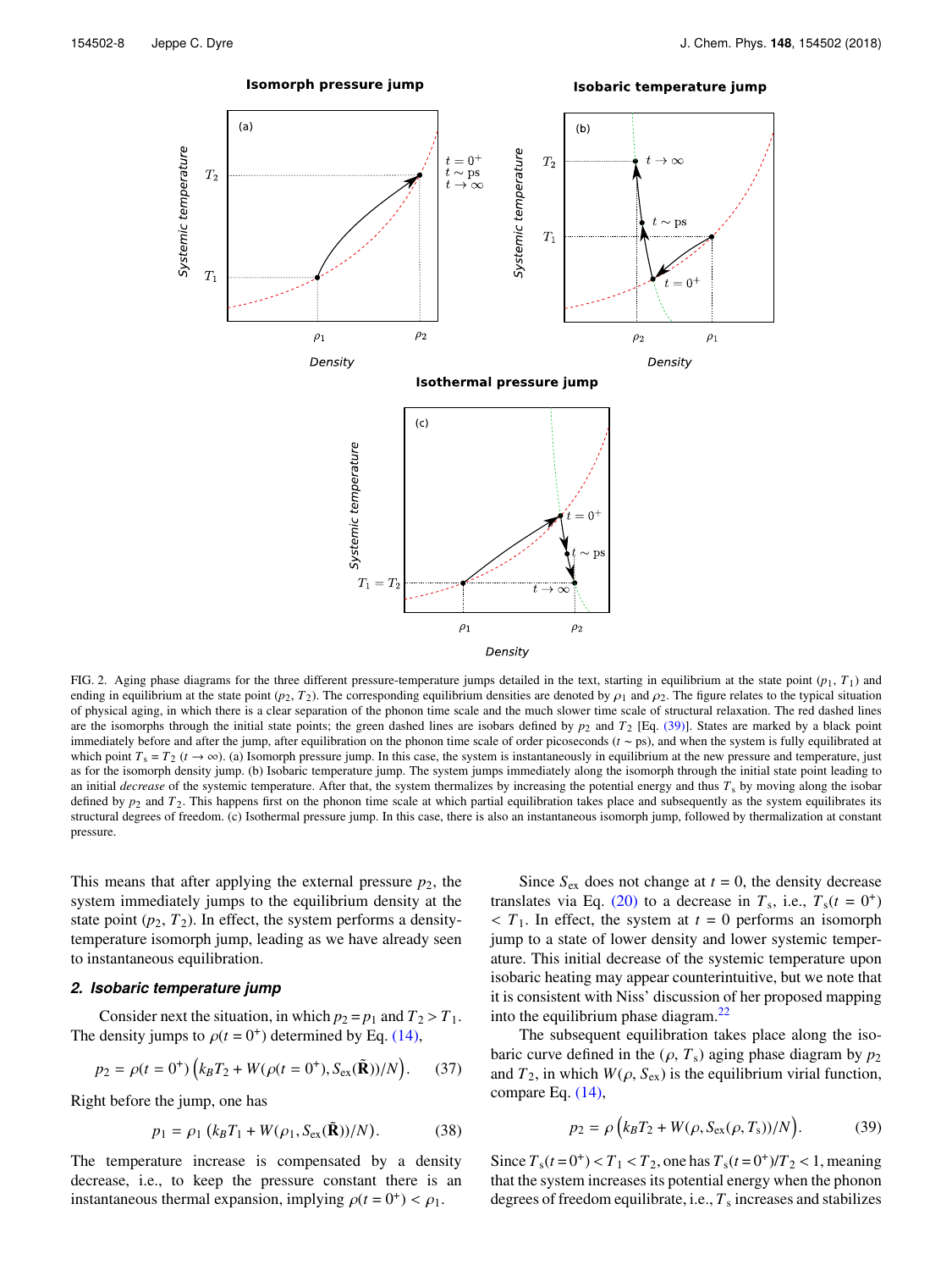FIG. 2. Aging phase diagrams for the three different pressure-temperature jumps detailed in the text, starting in equilibrium at the state point $(p_1, T_1)$ and ending in equilibrium at the state point $(p_2, T_2)$. The corresponding equilibrium densities are denoted by $\rho_1$ and $\rho_2$. The figure relates to the typical situation of physical aging, in which there is a clear separation of the phonon time scale and the much slower time scale of structural relaxation. The red dashed lines are the isomorphs through the initial state points; the green dashed lines are isobars defined by $p_2$ and $T_2$ [Eq. (39)]. States are marked by a black point immediately before and after the jump, after equilibration on the phonon time scale of order picoseconds ($t \sim$ ps), and when the system is fully equilibrated at which point $T_s = T_2$ ($t \to \infty$). (a) Isomorph pressure jump. In this case, the system is instantaneously in equilibrium at the new pressure and temperature, just as for the isomorph density jump. (b) Isobaric temperature jump. The system jumps immediately along the isomorph through the initial state point leading to an initial *decrease* of the systemic temperature. After that, the system thermalizes by increasing the potential energy and thus $T_s$ by moving along the isobar defined by $p_2$ and $T_2$. This happens first on the phonon time scale at which partial equilibration takes place and subsequently as the system equilibrates its structural degrees of freedom. (c) Isothermal pressure jump. In this case, there is also an instantaneous isomorph jump, followed by thermalization at constant pressure.

This means that after applying the external pressure $p_2$, the system immediately jumps to the equilibrium density at the state point $(p_2, T_2)$. In effect, the system performs a density-temperature isomorph jump, leading as we have already seen to instantaneous equilibration.

### 2. Isobaric temperature jump

Consider next the situation, in which $p_2 = p_1$ and $T_2 > T_1$. The density jumps to $\rho(t = 0^+)$ determined by Eq. (14),

$$p_2 = \rho(t = 0^+)\left(k_B T_2 + W(\rho(t = 0^+), S_{\rm ex}(\tilde{\mathbf{R}}))/N\right). \qquad (37)$$

Right before the jump, one has

$$p_1 = \rho_1\left(k_B T_1 + W(\rho_1, S_{\rm ex}(\tilde{\mathbf{R}}))/N\right). \qquad (38)$$

The temperature increase is compensated by a density decrease, i.e., to keep the pressure constant there is an instantaneous thermal expansion, implying $\rho(t = 0^+) < \rho_1$.

Since $S_{\rm ex}$ does not change at $t = 0$, the density decrease translates via Eq. (20) to a decrease in $T_s$, i.e., $T_s(t = 0^+) < T_1$. In effect, the system at $t = 0$ performs an isomorph jump to a state of lower density and lower systemic temperature. This initial decrease of the systemic temperature upon isobaric heating may appear counterintuitive, but we note that it is consistent with Niss' discussion of her proposed mapping into the equilibrium phase diagram.[22]

The subsequent equilibration takes place along the isobaric curve defined in the $(\rho, T_s)$ aging phase diagram by $p_2$ and $T_2$, in which $W(\rho, S_{\rm ex})$ is the equilibrium virial function, compare Eq. (14),

$$p_2 = \rho\left(k_B T_2 + W(\rho, S_{\rm ex}(\rho, T_s))/N\right). \qquad (39)$$

Since $T_s(t = 0^+) < T_1 < T_2$, one has $T_s(t = 0^+)/T_2 < 1$, meaning that the system increases its potential energy when the phonon degrees of freedom equilibrate, i.e., $T_s$ increases and stabilizes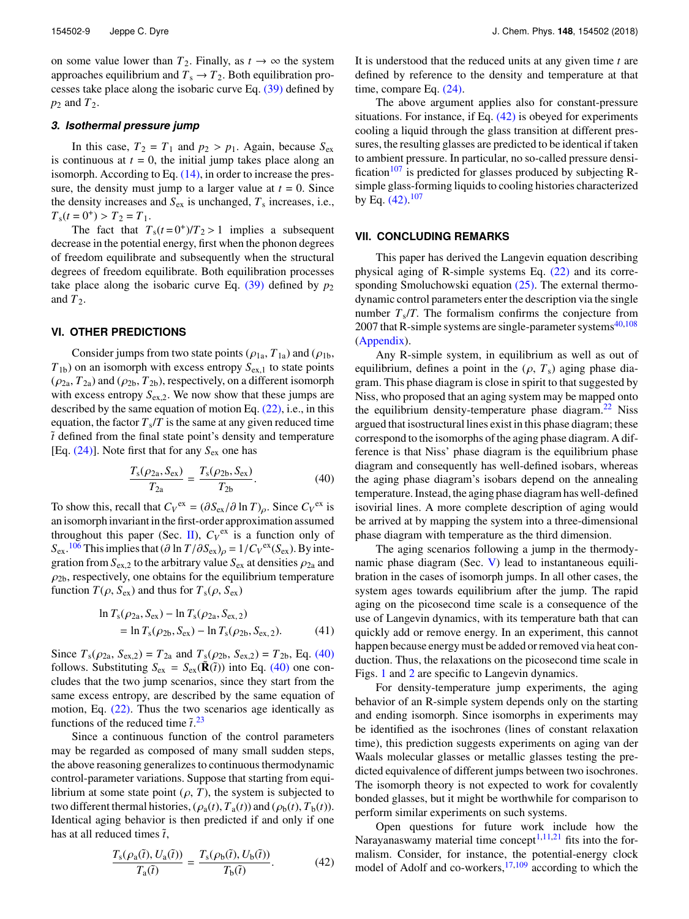on some value lower than $T_2$. Finally, as $t \to \infty$ the system approaches equilibrium and $T_s \to T_2$. Both equilibration processes take place along the isobaric curve Eq. (39) defined by $p_2$ and $T_2$.

### 3. Isothermal pressure jump

In this case, $T_2 = T_1$ and $p_2 > p_1$. Again, because $S_{ex}$ is continuous at $t = 0$, the initial jump takes place along an isomorph. According to Eq. (14), in order to increase the pressure, the density must jump to a larger value at $t = 0$. Since the density increases and $S_{ex}$ is unchanged, $T_s$ increases, i.e., $T_s(t = 0^+) > T_2 = T_1$.

The fact that $T_s(t = 0^+)/T_2 > 1$ implies a subsequent decrease in the potential energy, first when the phonon degrees of freedom equilibrate and subsequently when the structural degrees of freedom equilibrate. Both equilibration processes take place along the isobaric curve Eq. (39) defined by $p_2$ and $T_2$.

## VI. OTHER PREDICTIONS

Consider jumps from two state points $(\rho_{1a}, T_{1a})$ and $(\rho_{1b}, T_{1b})$ on an isomorph with excess entropy $S_{ex,1}$ to state points $(\rho_{2a}, T_{2a})$ and $(\rho_{2b}, T_{2b})$, respectively, on a different isomorph with excess entropy $S_{ex,2}$. We now show that these jumps are described by the same equation of motion Eq. (22), i.e., in this equation, the factor $T_s/T$ is the same at any given reduced time $\tilde{t}$ defined from the final state point's density and temperature [Eq. (24)]. Note first that for any $S_{ex}$ one has

$$\frac{T_s(\rho_{2a}, S_{ex})}{T_{2a}} = \frac{T_s(\rho_{2b}, S_{ex})}{T_{2b}}. \tag{40}$$

To show this, recall that $C_V{}^{ex} = (\partial S_{ex}/\partial \ln T)_\rho$. Since $C_V{}^{ex}$ is an isomorph invariant in the first-order approximation assumed throughout this paper (Sec. II), $C_V{}^{ex}$ is a function only of $S_{ex}$.[106] This implies that $(\partial \ln T/\partial S_{ex})_\rho = 1/C_V{}^{ex}(S_{ex})$. By integration from $S_{ex,2}$ to the arbitrary value $S_{ex}$ at densities $\rho_{2a}$ and $\rho_{2b}$, respectively, one obtains for the equilibrium temperature function $T(\rho, S_{ex})$ and thus for $T_s(\rho, S_{ex})$

$$\begin{aligned} \ln T_s(\rho_{2a}, S_{ex}) &- \ln T_s(\rho_{2a}, S_{ex,2}) \\ &= \ln T_s(\rho_{2b}, S_{ex}) - \ln T_s(\rho_{2b}, S_{ex,2}). \end{aligned} \tag{41}$$

Since $T_s(\rho_{2a}, S_{ex,2}) = T_{2a}$ and $T_s(\rho_{2b}, S_{ex,2}) = T_{2b}$, Eq. (40) follows. Substituting $S_{ex} = S_{ex}(\tilde{\mathbf{R}}(\tilde{t}))$ into Eq. (40) one concludes that the two jump scenarios, since they start from the same excess entropy, are described by the same equation of motion, Eq. (22). Thus the two scenarios age identically as functions of the reduced time $\tilde{t}$.[23]

Since a continuous function of the control parameters may be regarded as composed of many small sudden steps, the above reasoning generalizes to continuous thermodynamic control-parameter variations. Suppose that starting from equilibrium at some state point $(\rho, T)$, the system is subjected to two different thermal histories, $(\rho_a(t), T_a(t))$ and $(\rho_b(t), T_b(t))$. Identical aging behavior is then predicted if and only if one has at all reduced times $\tilde{t}$,

$$\frac{T_s(\rho_a(\tilde{t}), U_a(\tilde{t}))}{T_a(\tilde{t})} = \frac{T_s(\rho_b(\tilde{t}), U_b(\tilde{t}))}{T_b(\tilde{t})}. \tag{42}$$

It is understood that the reduced units at any given time $t$ are defined by reference to the density and temperature at that time, compare Eq. (24).

The above argument applies also for constant-pressure situations. For instance, if Eq. (42) is obeyed for experiments cooling a liquid through the glass transition at different pressures, the resulting glasses are predicted to be identical if taken to ambient pressure. In particular, no so-called pressure densification[107] is predicted for glasses produced by subjecting R-simple glass-forming liquids to cooling histories characterized by Eq. (42).[107]

## VII. CONCLUDING REMARKS

This paper has derived the Langevin equation describing physical aging of R-simple systems Eq. (22) and its corresponding Smoluchowski equation (25). The external thermodynamic control parameters enter the description via the single number $T_s/T$. The formalism confirms the conjecture from 2007 that R-simple systems are single-parameter systems[40,108] (Appendix).

Any R-simple system, in equilibrium as well as out of equilibrium, defines a point in the $(\rho, T_s)$ aging phase diagram. This phase diagram is close in spirit to that suggested by Niss, who proposed that an aging system may be mapped onto the equilibrium density-temperature phase diagram.[22] Niss argued that isostructural lines exist in this phase diagram; these correspond to the isomorphs of the aging phase diagram. A difference is that Niss' phase diagram is the equilibrium phase diagram and consequently has well-defined isobars, whereas the aging phase diagram's isobars depend on the annealing temperature. Instead, the aging phase diagram has well-defined isovirial lines. A more complete description of aging would be arrived at by mapping the system into a three-dimensional phase diagram with temperature as the third dimension.

The aging scenarios following a jump in the thermodynamic phase diagram (Sec. V) lead to instantaneous equilibration in the cases of isomorph jumps. In all other cases, the system ages towards equilibrium after the jump. The rapid aging on the picosecond time scale is a consequence of the use of Langevin dynamics, with its temperature bath that can quickly add or remove energy. In an experiment, this cannot happen because energy must be added or removed via heat conduction. Thus, the relaxations on the picosecond time scale in Figs. 1 and 2 are specific to Langevin dynamics.

For density-temperature jump experiments, the aging behavior of an R-simple system depends only on the starting and ending isomorph. Since isomorphs in experiments may be identified as the isochrones (lines of constant relaxation time), this prediction suggests experiments on aging van der Waals molecular glasses or metallic glasses testing the predicted equivalence of different jumps between two isochrones. The isomorph theory is not expected to work for covalently bonded glasses, but it might be worthwhile for comparison to perform similar experiments on such systems.

Open questions for future work include how the Narayanaswamy material time concept[1,11,21] fits into the formalism. Consider, for instance, the potential-energy clock model of Adolf and co-workers,[17,109] according to which the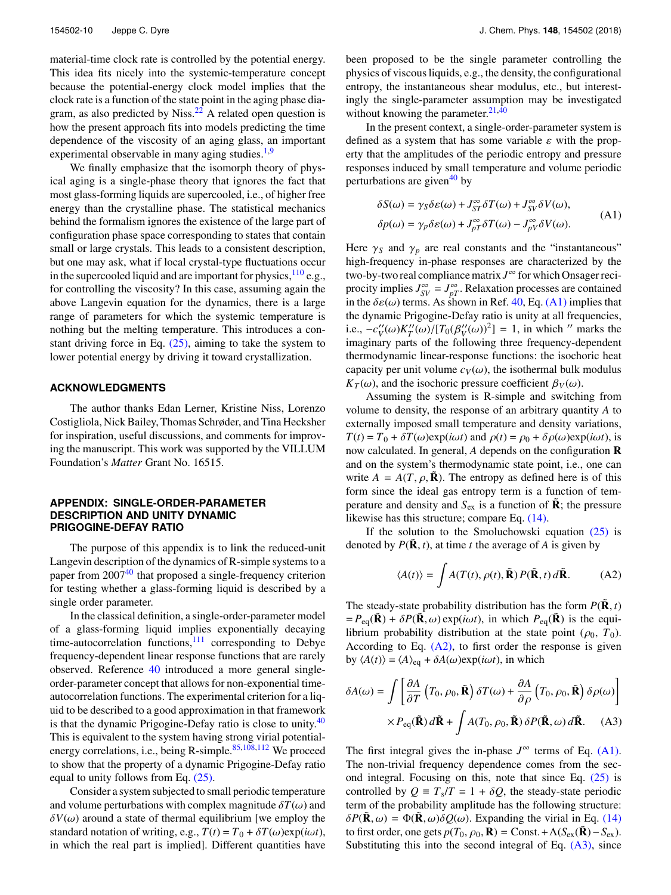material-time clock rate is controlled by the potential energy. This idea fits nicely into the systemic-temperature concept because the potential-energy clock model implies that the clock rate is a function of the state point in the aging phase diagram, as also predicted by Niss.[22] A related open question is how the present approach fits into models predicting the time dependence of the viscosity of an aging glass, an important experimental observable in many aging studies.[1,9]

We finally emphasize that the isomorph theory of physical aging is a single-phase theory that ignores the fact that most glass-forming liquids are supercooled, i.e., of higher free energy than the crystalline phase. The statistical mechanics behind the formalism ignores the existence of the large part of configuration phase space corresponding to states that contain small or large crystals. This leads to a consistent description, but one may ask, what if local crystal-type fluctuations occur in the supercooled liquid and are important for physics,[110] e.g., for controlling the viscosity? In this case, assuming again the above Langevin equation for the dynamics, there is a large range of parameters for which the systemic temperature is nothing but the melting temperature. This introduces a constant driving force in Eq. (25), aiming to take the system to lower potential energy by driving it toward crystallization.

## ACKNOWLEDGMENTS

The author thanks Edan Lerner, Kristine Niss, Lorenzo Costigliola, Nick Bailey, Thomas Schrøder, and Tina Hecksher for inspiration, useful discussions, and comments for improving the manuscript. This work was supported by the VILLUM Foundation's *Matter* Grant No. 16515.

## APPENDIX: SINGLE-ORDER-PARAMETER DESCRIPTION AND UNITY DYNAMIC PRIGOGINE-DEFAY RATIO

The purpose of this appendix is to link the reduced-unit Langevin description of the dynamics of R-simple systems to a paper from 2007[40] that proposed a single-frequency criterion for testing whether a glass-forming liquid is described by a single order parameter.

In the classical definition, a single-order-parameter model of a glass-forming liquid implies exponentially decaying time-autocorrelation functions,[111] corresponding to Debye frequency-dependent linear response functions that are rarely observed. Reference 40 introduced a more general single-order-parameter concept that allows for non-exponential time-autocorrelation functions. The experimental criterion for a liquid to be described to a good approximation in that framework is that the dynamic Prigogine-Defay ratio is close to unity.[40] This is equivalent to the system having strong virial potential-energy correlations, i.e., being R-simple.[85,108,112] We proceed to show that the property of a dynamic Prigogine-Defay ratio equal to unity follows from Eq. (25).

Consider a system subjected to small periodic temperature and volume perturbations with complex magnitude $\delta T(\omega)$ and $\delta V(\omega)$ around a state of thermal equilibrium [we employ the standard notation of writing, e.g., $T(t) = T_0 + \delta T(\omega)\exp(i\omega t)$, in which the real part is implied]. Different quantities have been proposed to be the single parameter controlling the physics of viscous liquids, e.g., the density, the configurational entropy, the instantaneous shear modulus, etc., but interestingly the single-parameter assumption may be investigated without knowing the parameter.[21,40]

In the present context, a single-order-parameter system is defined as a system that has some variable $\varepsilon$ with the property that the amplitudes of the periodic entropy and pressure responses induced by small temperature and volume periodic perturbations are given[40] by

$$
\begin{aligned}
\delta S(\omega) &= \gamma_S \delta\varepsilon(\omega) + J^{\infty}_{ST}\delta T(\omega) + J^{\infty}_{SV}\delta V(\omega),\\
\delta p(\omega) &= \gamma_p \delta\varepsilon(\omega) + J^{\infty}_{pT}\delta T(\omega) - J^{\infty}_{pV}\delta V(\omega).
\end{aligned}
\tag{A1}
$$

Here $\gamma_S$ and $\gamma_p$ are real constants and the "instantaneous" high-frequency in-phase responses are characterized by the two-by-two real compliance matrix $J^{\infty}$ for which Onsager reciprocity implies $J^{\infty}_{SV} = J^{\infty}_{pT}$. Relaxation processes are contained in the $\delta\varepsilon(\omega)$ terms. As shown in Ref. 40, Eq. (A1) implies that the dynamic Prigogine-Defay ratio is unity at all frequencies, i.e., $-c''_V(\omega)K''_T(\omega)/[T_0(\beta''_V(\omega))^2] = 1$, in which $''$ marks the imaginary parts of the following three frequency-dependent thermodynamic linear-response functions: the isochoric heat capacity per unit volume $c_V(\omega)$, the isothermal bulk modulus $K_T(\omega)$, and the isochoric pressure coefficient $\beta_V(\omega)$.

Assuming the system is R-simple and switching from volume to density, the response of an arbitrary quantity $A$ to externally imposed small temperature and density variations, $T(t) = T_0 + \delta T(\omega)\exp(i\omega t)$ and $\rho(t) = \rho_0 + \delta\rho(\omega)\exp(i\omega t)$, is now calculated. In general, $A$ depends on the configuration $\mathbf{R}$ and on the system's thermodynamic state point, i.e., one can write $A = A(T, \rho, \tilde{\mathbf{R}})$. The entropy as defined here is of this form since the ideal gas entropy term is a function of temperature and density and $S_{\rm ex}$ is a function of $\tilde{\mathbf{R}}$; the pressure likewise has this structure; compare Eq. (14).

If the solution to the Smoluchowski equation (25) is denoted by $P(\tilde{\mathbf{R}}, t)$, at time $t$ the average of $A$ is given by

$$
\langle A(t)\rangle = \int A(T(t), \rho(t), \tilde{\mathbf{R}})\, P(\tilde{\mathbf{R}}, t)\, d\tilde{\mathbf{R}}. \tag{A2}
$$

The steady-state probability distribution has the form $P(\tilde{\mathbf{R}}, t) = P_{\rm eq}(\tilde{\mathbf{R}}) + \delta P(\tilde{\mathbf{R}}, \omega)\exp(i\omega t)$, in which $P_{\rm eq}(\tilde{\mathbf{R}})$ is the equilibrium probability distribution at the state point $(\rho_0, T_0)$. According to Eq. (A2), to first order the response is given by $\langle A(t)\rangle = \langle A\rangle_{\rm eq} + \delta A(\omega)\exp(i\omega t)$, in which

$$
\begin{aligned}
\delta A(\omega) = \int &\left[\frac{\partial A}{\partial T}\left(T_0, \rho_0, \tilde{\mathbf{R}}\right)\delta T(\omega) + \frac{\partial A}{\partial \rho}\left(T_0, \rho_0, \tilde{\mathbf{R}}\right)\delta\rho(\omega)\right]\\
&\times P_{\rm eq}(\tilde{\mathbf{R}})\, d\tilde{\mathbf{R}} + \int A(T_0, \rho_0, \tilde{\mathbf{R}})\, \delta P(\tilde{\mathbf{R}}, \omega)\, d\tilde{\mathbf{R}}.
\end{aligned}
\tag{A3}
$$

The first integral gives the in-phase $J^{\infty}$ terms of Eq. (A1). The non-trivial frequency dependence comes from the second integral. Focusing on this, note that since Eq. (25) is controlled by $Q \equiv T_s/T = 1 + \delta Q$, the steady-state periodic term of the probability amplitude has the following structure: $\delta P(\tilde{\mathbf{R}}, \omega) = \Phi(\tilde{\mathbf{R}}, \omega)\delta Q(\omega)$. Expanding the virial in Eq. (14) to first order, one gets $p(T_0, \rho_0, \mathbf{R}) = \text{Const.} + \Lambda(S_{\rm ex}(\tilde{\mathbf{R}}) - S_{\rm ex})$. Substituting this into the second integral of Eq. (A3), since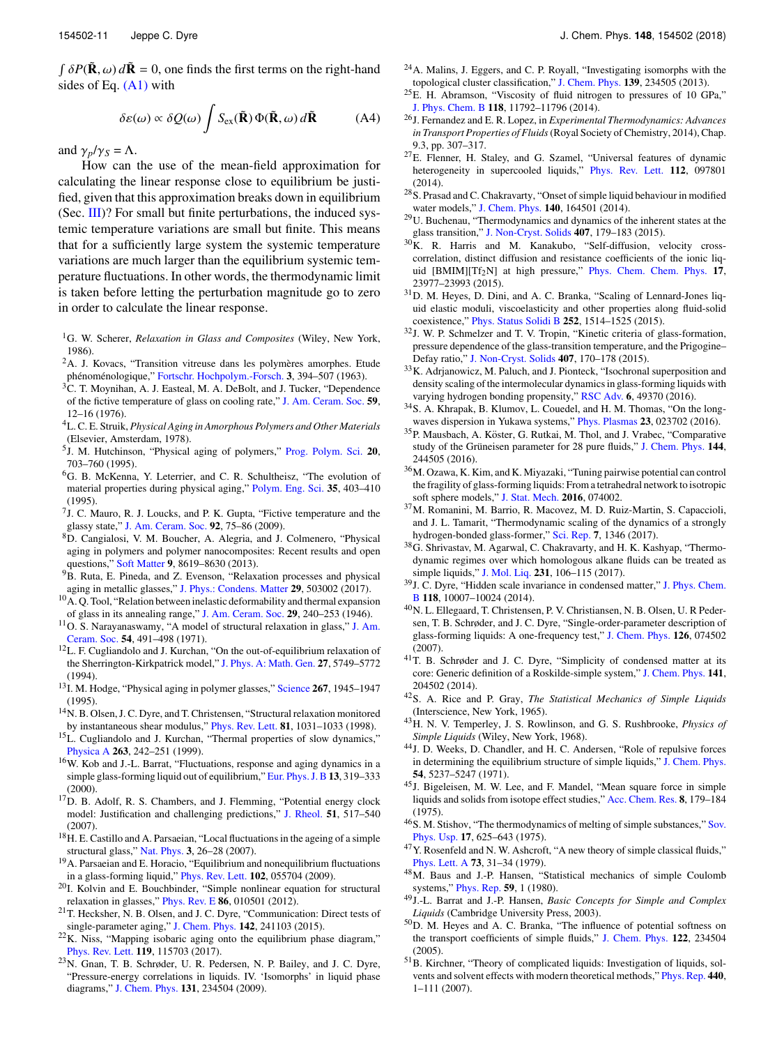$\int \delta P(\tilde{\mathbf{R}}, \omega)\, d\tilde{\mathbf{R}} = 0$, one finds the first terms on the right-hand sides of Eq. (A1) with

$$\delta\varepsilon(\omega) \propto \delta Q(\omega) \int S_{\rm ex}(\tilde{\mathbf{R}})\, \Phi(\tilde{\mathbf{R}}, \omega)\, d\tilde{\mathbf{R}} \qquad \text{(A4)}$$

and $\gamma_p/\gamma_S = \Lambda$.

How can the use of the mean-field approximation for calculating the linear response close to equilibrium be justified, given that this approximation breaks down in equilibrium (Sec. III)? For small but finite perturbations, the induced systemic temperature variations are small but finite. This means that for a sufficiently large system the systemic temperature variations are much larger than the equilibrium systemic temperature fluctuations. In other words, the thermodynamic limit is taken before letting the perturbation magnitude go to zero in order to calculate the linear response.

[1] G. W. Scherer, *Relaxation in Glass and Composites* (Wiley, New York, 1986).

[2] A. J. Kovacs, "Transition vitreuse dans les polymères amorphes. Etude phénoménologique," Fortschr. Hochpolym.-Forsch. **3**, 394–507 (1963).

[3] C. T. Moynihan, A. J. Easteal, M. A. DeBolt, and J. Tucker, "Dependence of the fictive temperature of glass on cooling rate," J. Am. Ceram. Soc. **59**, 12–16 (1976).

[4] L. C. E. Struik, *Physical Aging in Amorphous Polymers and Other Materials* (Elsevier, Amsterdam, 1978).

[5] J. M. Hutchinson, "Physical aging of polymers," Prog. Polym. Sci. **20**, 703–760 (1995).

[6] G. B. McKenna, Y. Leterrier, and C. R. Schultheisz, "The evolution of material properties during physical aging," Polym. Eng. Sci. **35**, 403–410 (1995).

[7] J. C. Mauro, R. J. Loucks, and P. K. Gupta, "Fictive temperature and the glassy state," J. Am. Ceram. Soc. **92**, 75–86 (2009).

[8] D. Cangialosi, V. M. Boucher, A. Alegria, and J. Colmenero, "Physical aging in polymers and polymer nanocomposites: Recent results and open questions," Soft Matter **9**, 8619–8630 (2013).

[9] B. Ruta, E. Pineda, and Z. Evenson, "Relaxation processes and physical aging in metallic glasses," J. Phys.: Condens. Matter **29**, 503002 (2017).

[10] A. Q. Tool, "Relation between inelastic deformability and thermal expansion of glass in its annealing range," J. Am. Ceram. Soc. **29**, 240–253 (1946).

[11] O. S. Narayanaswamy, "A model of structural relaxation in glass," J. Am. Ceram. Soc. **54**, 491–498 (1971).

[12] L. F. Cugliandolo and J. Kurchan, "On the out-of-equilibrium relaxation of the Sherrington-Kirkpatrick model," J. Phys. A: Math. Gen. **27**, 5749–5772 (1994).

[13] I. M. Hodge, "Physical aging in polymer glasses," Science **267**, 1945–1947 (1995).

[14] N. B. Olsen, J. C. Dyre, and T. Christensen, "Structural relaxation monitored by instantaneous shear modulus," Phys. Rev. Lett. **81**, 1031–1033 (1998).

[15] L. Cugliandolo and J. Kurchan, "Thermal properties of slow dynamics," Physica A **263**, 242–251 (1999).

[16] W. Kob and J.-L. Barrat, "Fluctuations, response and aging dynamics in a simple glass-forming liquid out of equilibrium," Eur. Phys. J. B **13**, 319–333 (2000).

[17] D. B. Adolf, R. S. Chambers, and J. Flemming, "Potential energy clock model: Justification and challenging predictions," J. Rheol. **51**, 517–540 (2007).

[18] H. E. Castillo and A. Parsaeian, "Local fluctuations in the ageing of a simple structural glass," Nat. Phys. **3**, 26–28 (2007).

[19] A. Parsaeian and E. Horacio, "Equilibrium and nonequilibrium fluctuations in a glass-forming liquid," Phys. Rev. Lett. **102**, 055704 (2009).

[20] I. Kolvin and E. Bouchbinder, "Simple nonlinear equation for structural relaxation in glasses," Phys. Rev. E **86**, 010501 (2012).

[21] T. Hecksher, N. B. Olsen, and J. C. Dyre, "Communication: Direct tests of single-parameter aging," J. Chem. Phys. **142**, 241103 (2015).

[22] K. Niss, "Mapping isobaric aging onto the equilibrium phase diagram," Phys. Rev. Lett. **119**, 115703 (2017).

[23] N. Gnan, T. B. Schrøder, U. R. Pedersen, N. P. Bailey, and J. C. Dyre, "Pressure-energy correlations in liquids. IV. 'Isomorphs' in liquid phase diagrams," J. Chem. Phys. **131**, 234504 (2009).

[24] A. Malins, J. Eggers, and C. P. Royall, "Investigating isomorphs with the topological cluster classification," J. Chem. Phys. **139**, 234505 (2013).

[25] E. H. Abramson, "Viscosity of fluid nitrogen to pressures of 10 GPa," J. Phys. Chem. B **118**, 11792–11796 (2014).

[26] J. Fernandez and E. R. Lopez, in *Experimental Thermodynamics: Advances in Transport Properties of Fluids* (Royal Society of Chemistry, 2014), Chap. 9.3, pp. 307–317.

[27] E. Flenner, H. Staley, and G. Szamel, "Universal features of dynamic heterogeneity in supercooled liquids," Phys. Rev. Lett. **112**, 097801 (2014).

[28] S. Prasad and C. Chakravarty, "Onset of simple liquid behaviour in modified water models," J. Chem. Phys. **140**, 164501 (2014).

[29] U. Buchenau, "Thermodynamics and dynamics of the inherent states at the glass transition," J. Non-Cryst. Solids **407**, 179–183 (2015).

[30] K. R. Harris and M. Kanakubo, "Self-diffusion, velocity cross-correlation, distinct diffusion and resistance coefficients of the ionic liquid [BMIM][$Tf_2N$] at high pressure," Phys. Chem. Chem. Phys. **17**, 23977–23993 (2015).

[31] D. M. Heyes, D. Dini, and A. C. Branka, "Scaling of Lennard-Jones liquid elastic moduli, viscoelasticity and other properties along fluid-solid coexistence," Phys. Status Solidi B **252**, 1514–1525 (2015).

[32] J. W. P. Schmelzer and T. V. Tropin, "Kinetic criteria of glass-formation, pressure dependence of the glass-transition temperature, and the Prigogine–Defay ratio," J. Non-Cryst. Solids **407**, 170–178 (2015).

[33] K. Adrjanowicz, M. Paluch, and J. Pionteck, "Isochronal superposition and density scaling of the intermolecular dynamics in glass-forming liquids with varying hydrogen bonding propensity," RSC Adv. **6**, 49370 (2016).

[34] S. A. Khrapak, B. Klumov, L. Couedel, and H. M. Thomas, "On the long-waves dispersion in Yukawa systems," Phys. Plasmas **23**, 023702 (2016).

[35] P. Mausbach, A. Köster, G. Rutkai, M. Thol, and J. Vrabec, "Comparative study of the Grüneisen parameter for 28 pure fluids," J. Chem. Phys. **144**, 244505 (2016).

[36] M. Ozawa, K. Kim, and K. Miyazaki, "Tuning pairwise potential can control the fragility of glass-forming liquids: From a tetrahedral network to isotropic soft sphere models," J. Stat. Mech. **2016**, 074002.

[37] M. Romanini, M. Barrio, R. Macovez, M. D. Ruiz-Martin, S. Capaccioli, and J. L. Tamarit, "Thermodynamic scaling of the dynamics of a strongly hydrogen-bonded glass-former," Sci. Rep. **7**, 1346 (2017).

[38] G. Shrivastav, M. Agarwal, C. Chakravarty, and H. K. Kashyap, "Thermodynamic regimes over which homologous alkane fluids can be treated as simple liquids," J. Mol. Liq. **231**, 106–115 (2017).

[39] J. C. Dyre, "Hidden scale invariance in condensed matter," J. Phys. Chem. B **118**, 10007–10024 (2014).

[40] N. L. Ellegaard, T. Christensen, P. V. Christiansen, N. B. Olsen, U. R Pedersen, T. B. Schrøder, and J. C. Dyre, "Single-order-parameter description of glass-forming liquids: A one-frequency test," J. Chem. Phys. **126**, 074502 (2007).

[41] T. B. Schrøder and J. C. Dyre, "Simplicity of condensed matter at its core: Generic definition of a Roskilde-simple system," J. Chem. Phys. **141**, 204502 (2014).

[42] S. A. Rice and P. Gray, *The Statistical Mechanics of Simple Liquids* (Interscience, New York, 1965).

[43] H. N. V. Temperley, J. S. Rowlinson, and G. S. Rushbrooke, *Physics of Simple Liquids* (Wiley, New York, 1968).

[44] J. D. Weeks, D. Chandler, and H. C. Andersen, "Role of repulsive forces in determining the equilibrium structure of simple liquids," J. Chem. Phys. **54**, 5237–5247 (1971).

[45] J. Bigeleisen, M. W. Lee, and F. Mandel, "Mean square force in simple liquids and solids from isotope effect studies," Acc. Chem. Res. **8**, 179–184 (1975).

[46] S. M. Stishov, "The thermodynamics of melting of simple substances," Sov. Phys. Usp. **17**, 625–643 (1975).

[47] Y. Rosenfeld and N. W. Ashcroft, "A new theory of simple classical fluids," Phys. Lett. A **73**, 31–34 (1979).

[48] M. Baus and J.-P. Hansen, "Statistical mechanics of simple Coulomb systems," Phys. Rep. **59**, 1 (1980).

[49] J.-L. Barrat and J.-P. Hansen, *Basic Concepts for Simple and Complex Liquids* (Cambridge University Press, 2003).

[50] D. M. Heyes and A. C. Branka, "The influence of potential softness on the transport coefficients of simple fluids," J. Chem. Phys. **122**, 234504 (2005).

[51] B. Kirchner, "Theory of complicated liquids: Investigation of liquids, solvents and solvent effects with modern theoretical methods," Phys. Rep. **440**, 1–111 (2007).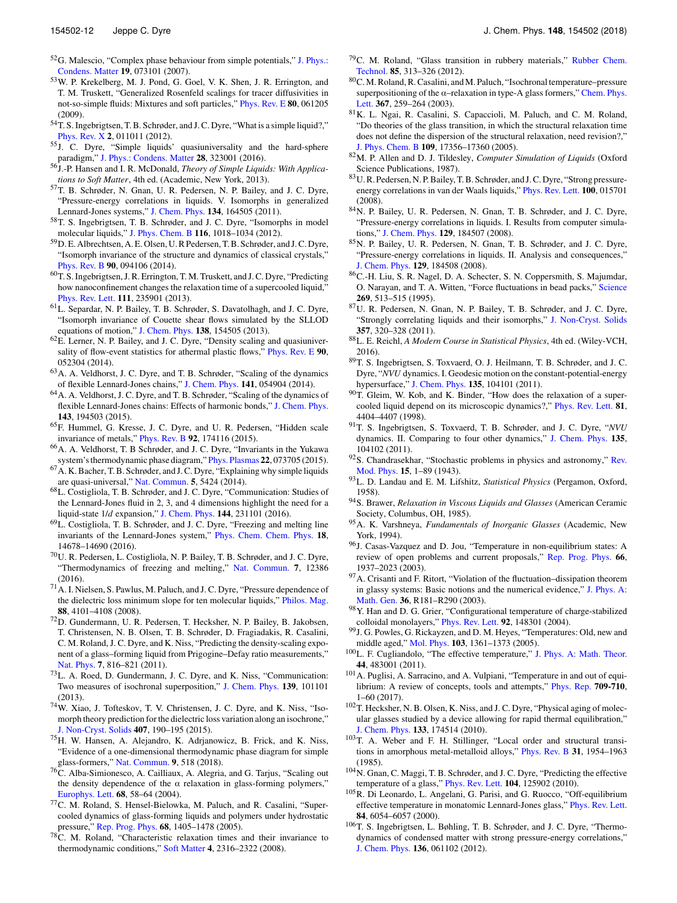[52] G. Malescio, "Complex phase behaviour from simple potentials," J. Phys.: Condens. Matter **19**, 073101 (2007).

[53] W. P. Krekelberg, M. J. Pond, G. Goel, V. K. Shen, J. R. Errington, and T. M. Truskett, "Generalized Rosenfeld scalings for tracer diffusivities in not-so-simple fluids: Mixtures and soft particles," Phys. Rev. E **80**, 061205 (2009).

[54] T. S. Ingebrigtsen, T. B. Schrøder, and J. C. Dyre, "What is a simple liquid?," Phys. Rev. X **2**, 011011 (2012).

[55] J. C. Dyre, "Simple liquids' quasiuniversality and the hard-sphere paradigm," J. Phys.: Condens. Matter **28**, 323001 (2016).

[56] J.-P. Hansen and I. R. McDonald, *Theory of Simple Liquids: With Applications to Soft Matter*, 4th ed. (Academic, New York, 2013).

[57] T. B. Schrøder, N. Gnan, U. R. Pedersen, N. P. Bailey, and J. C. Dyre, "Pressure-energy correlations in liquids. V. Isomorphs in generalized Lennard-Jones systems," J. Chem. Phys. **134**, 164505 (2011).

[58] T. S. Ingebrigtsen, T. B. Schrøder, and J. C. Dyre, "Isomorphs in model molecular liquids," J. Phys. Chem. B **116**, 1018–1034 (2012).

[59] D. E. Albrechtsen, A. E. Olsen, U. R Pedersen, T. B. Schrøder, and J. C. Dyre, "Isomorph invariance of the structure and dynamics of classical crystals," Phys. Rev. B **90**, 094106 (2014).

[60] T. S. Ingebrigtsen, J. R. Errington, T. M. Truskett, and J. C. Dyre, "Predicting how nanoconfinement changes the relaxation time of a supercooled liquid," Phys. Rev. Lett. **111**, 235901 (2013).

[61] L. Separdar, N. P. Bailey, T. B. Schrøder, S. Davatolhagh, and J. C. Dyre, "Isomorph invariance of Couette shear flows simulated by the SLLOD equations of motion," J. Chem. Phys. **138**, 154505 (2013).

[62] E. Lerner, N. P. Bailey, and J. C. Dyre, "Density scaling and quasiuniversality of flow-event statistics for athermal plastic flows," Phys. Rev. E **90**, 052304 (2014).

[63] A. A. Veldhorst, J. C. Dyre, and T. B. Schrøder, "Scaling of the dynamics of flexible Lennard-Jones chains," J. Chem. Phys. **141**, 054904 (2014).

[64] A. A. Veldhorst, J. C. Dyre, and T. B. Schrøder, "Scaling of the dynamics of flexible Lennard-Jones chains: Effects of harmonic bonds," J. Chem. Phys. **143**, 194503 (2015).

[65] F. Hummel, G. Kresse, J. C. Dyre, and U. R. Pedersen, "Hidden scale invariance of metals," Phys. Rev. B **92**, 174116 (2015).

[66] A. A. Veldhorst, T. B Schrøder, and J. C. Dyre, "Invariants in the Yukawa system's thermodynamic phase diagram," Phys. Plasmas **22**, 073705 (2015).

[67] A. K. Bacher, T. B. Schrøder, and J. C. Dyre, "Explaining why simple liquids are quasi-universal," Nat. Commun. **5**, 5424 (2014).

[68] L. Costigliola, T. B. Schrøder, and J. C. Dyre, "Communication: Studies of the Lennard-Jones fluid in 2, 3, and 4 dimensions highlight the need for a liquid-state 1/*d* expansion," J. Chem. Phys. **144**, 231101 (2016).

[69] L. Costigliola, T. B. Schrøder, and J. C. Dyre, "Freezing and melting line invariants of the Lennard-Jones system," Phys. Chem. Chem. Phys. **18**, 14678–14690 (2016).

[70] U. R. Pedersen, L. Costigliola, N. P. Bailey, T. B. Schrøder, and J. C. Dyre, "Thermodynamics of freezing and melting," Nat. Commun. **7**, 12386 (2016).

[71] A. I. Nielsen, S. Pawlus, M. Paluch, and J. C. Dyre, "Pressure dependence of the dielectric loss minimum slope for ten molecular liquids," Philos. Mag. **88**, 4101–4108 (2008).

[72] D. Gundermann, U. R. Pedersen, T. Hecksher, N. P. Bailey, B. Jakobsen, T. Christensen, N. B. Olsen, T. B. Schrøder, D. Fragiadakis, R. Casalini, C. M. Roland, J. C. Dyre, and K. Niss, "Predicting the density-scaling exponent of a glass–forming liquid from Prigogine–Defay ratio measurements," Nat. Phys. **7**, 816–821 (2011).

[73] L. A. Roed, D. Gundermann, J. C. Dyre, and K. Niss, "Communication: Two measures of isochronal superposition," J. Chem. Phys. **139**, 101101 (2013).

[74] W. Xiao, J. Tofteskov, T. V. Christensen, J. C. Dyre, and K. Niss, "Isomorph theory prediction for the dielectric loss variation along an isochrone," J. Non-Cryst. Solids **407**, 190–195 (2015).

[75] H. W. Hansen, A. Alejandro, K. Adrjanowicz, B. Frick, and K. Niss, "Evidence of a one-dimensional thermodynamic phase diagram for simple glass-formers," Nat. Commun. **9**, 518 (2018).

[76] C. Alba-Simionesco, A. Cailliaux, A. Alegria, and G. Tarjus, "Scaling out the density dependence of the α relaxation in glass-forming polymers," Europhys. Lett. **68**, 58–64 (2004).

[77] C. M. Roland, S. Hensel-Bielowka, M. Paluch, and R. Casalini, "Supercooled dynamics of glass-forming liquids and polymers under hydrostatic pressure," Rep. Prog. Phys. **68**, 1405–1478 (2005).

[78] C. M. Roland, "Characteristic relaxation times and their invariance to thermodynamic conditions," Soft Matter **4**, 2316–2322 (2008).

[79] C. M. Roland, "Glass transition in rubbery materials," Rubber Chem. Technol. **85**, 313–326 (2012).

[80] C. M. Roland, R. Casalini, and M. Paluch, "Isochronal temperature–pressure superpositioning of the α–relaxation in type-A glass formers," Chem. Phys. Lett. **367**, 259–264 (2003).

[81] K. L. Ngai, R. Casalini, S. Capaccioli, M. Paluch, and C. M. Roland, "Do theories of the glass transition, in which the structural relaxation time does not define the dispersion of the structural relaxation, need revision?," J. Phys. Chem. B **109**, 17356–17360 (2005).

[82] M. P. Allen and D. J. Tildesley, *Computer Simulation of Liquids* (Oxford Science Publications, 1987).

[83] U. R. Pedersen, N. P. Bailey, T. B. Schrøder, and J. C. Dyre, "Strong pressure-energy correlations in van der Waals liquids," Phys. Rev. Lett. **100**, 015701 (2008).

[84] N. P. Bailey, U. R. Pedersen, N. Gnan, T. B. Schrøder, and J. C. Dyre, "Pressure-energy correlations in liquids. I. Results from computer simulations," J. Chem. Phys. **129**, 184507 (2008).

[85] N. P. Bailey, U. R. Pedersen, N. Gnan, T. B. Schrøder, and J. C. Dyre, "Pressure-energy correlations in liquids. II. Analysis and consequences," J. Chem. Phys. **129**, 184508 (2008).

[86] C.-H. Liu, S. R. Nagel, D. A. Schecter, S. N. Coppersmith, S. Majumdar, O. Narayan, and T. A. Witten, "Force fluctuations in bead packs," Science **269**, 513–515 (1995).

[87] U. R. Pedersen, N. Gnan, N. P. Bailey, T. B. Schrøder, and J. C. Dyre, "Strongly correlating liquids and their isomorphs," J. Non-Cryst. Solids **357**, 320–328 (2011).

[88] L. E. Reichl, *A Modern Course in Statistical Physics*, 4th ed. (Wiley-VCH, 2016).

[89] T. S. Ingebrigtsen, S. Toxvaerd, O. J. Heilmann, T. B. Schrøder, and J. C. Dyre, "*NVU* dynamics. I. Geodesic motion on the constant-potential-energy hypersurface," J. Chem. Phys. **135**, 104101 (2011).

[90] T. Gleim, W. Kob, and K. Binder, "How does the relaxation of a supercooled liquid depend on its microscopic dynamics?," Phys. Rev. Lett. **81**, 4404–4407 (1998).

[91] T. S. Ingebrigtsen, S. Toxvaerd, T. B. Schrøder, and J. C. Dyre, "*NVU* dynamics. II. Comparing to four other dynamics," J. Chem. Phys. **135**, 104102 (2011).

[92] S. Chandrasekhar, "Stochastic problems in physics and astronomy," Rev. Mod. Phys. **15**, 1–89 (1943).

[93] L. D. Landau and E. M. Lifshitz, *Statistical Physics* (Pergamon, Oxford, 1958).

[94] S. Brawer, *Relaxation in Viscous Liquids and Glasses* (American Ceramic Society, Columbus, OH, 1985).

[95] A. K. Varshneya, *Fundamentals of Inorganic Glasses* (Academic, New York, 1994).

[96] J. Casas-Vazquez and D. Jou, "Temperature in non-equilibrium states: A review of open problems and current proposals," Rep. Prog. Phys. **66**, 1937–2023 (2003).

[97] A. Crisanti and F. Ritort, "Violation of the fluctuation–dissipation theorem in glassy systems: Basic notions and the numerical evidence," J. Phys. A: Math. Gen. **36**, R181–R290 (2003).

[98] Y. Han and D. G. Grier, "Configurational temperature of charge-stabilized colloidal monolayers," Phys. Rev. Lett. **92**, 148301 (2004).

[99] J. G. Powles, G. Rickayzen, and D. M. Heyes, "Temperatures: Old, new and middle aged," Mol. Phys. **103**, 1361–1373 (2005).

[100] L. F. Cugliandolo, "The effective temperature," J. Phys. A: Math. Theor. **44**, 483001 (2011).

[101] A. Puglisi, A. Sarracino, and A. Vulpiani, "Temperature in and out of equilibrium: A review of concepts, tools and attempts," Phys. Rep. **709-710**, 1–60 (2017).

[102] T. Hecksher, N. B. Olsen, K. Niss, and J. C. Dyre, "Physical aging of molecular glasses studied by a device allowing for rapid thermal equilibration," J. Chem. Phys. **133**, 174514 (2010).

[103] T. A. Weber and F. H. Stillinger, "Local order and structural transitions in amorphous metal-metalloid alloys," Phys. Rev. B **31**, 1954–1963 (1985).

[104] N. Gnan, C. Maggi, T. B. Schrøder, and J. C. Dyre, "Predicting the effective temperature of a glass," Phys. Rev. Lett. **104**, 125902 (2010).

[105] R. Di Leonardo, L. Angelani, G. Parisi, and G. Ruocco, "Off-equilibrium effective temperature in monatomic Lennard-Jones glass," Phys. Rev. Lett. **84**, 6054–6057 (2000).

[106] T. S. Ingebrigtsen, L. Bøhling, T. B. Schrøder, and J. C. Dyre, "Thermodynamics of condensed matter with strong pressure-energy correlations," J. Chem. Phys. **136**, 061102 (2012).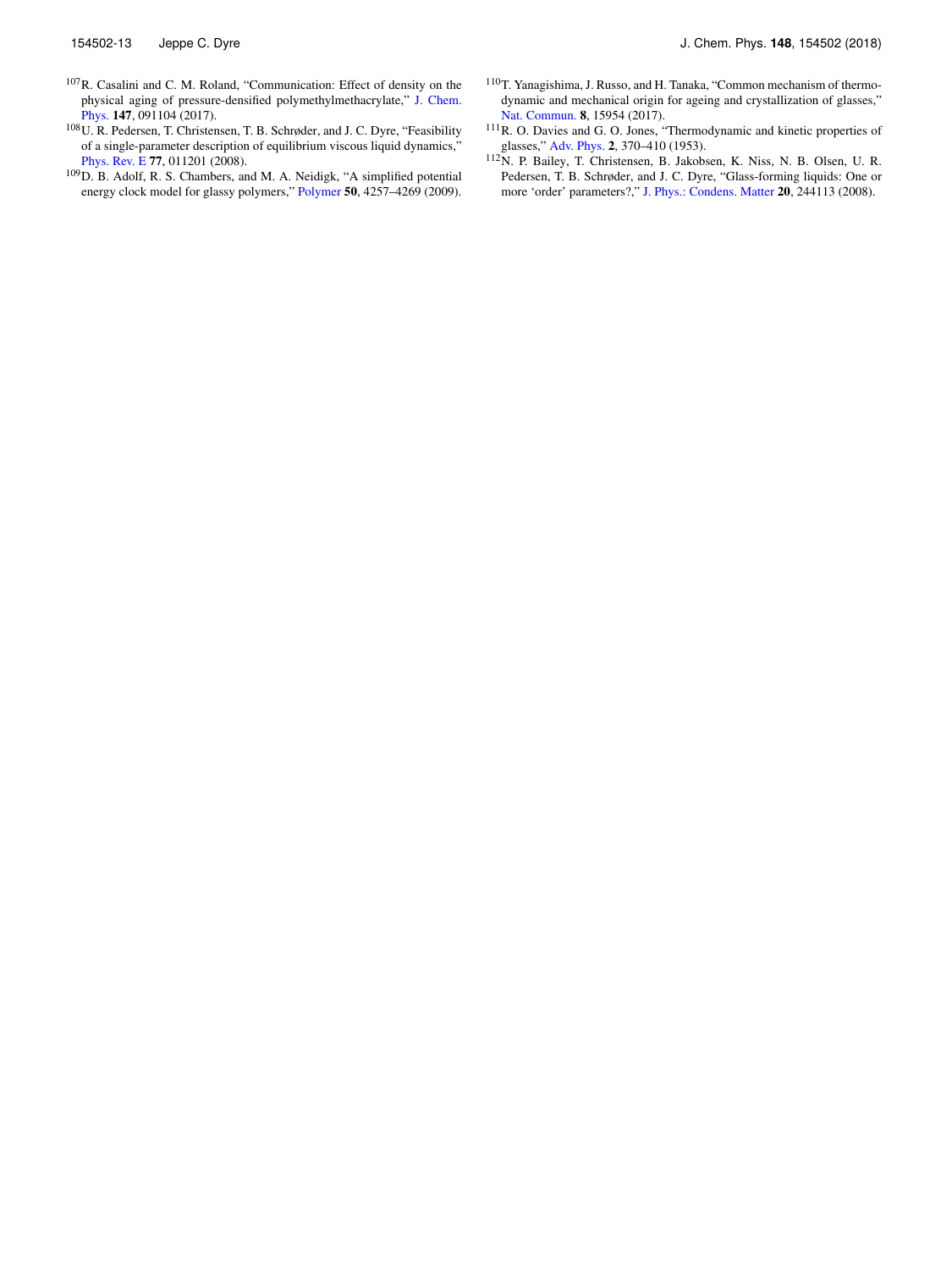[107] R. Casalini and C. M. Roland, "Communication: Effect of density on the physical aging of pressure-densified polymethylmethacrylate," J. Chem. Phys. **147**, 091104 (2017).

[108] U. R. Pedersen, T. Christensen, T. B. Schrøder, and J. C. Dyre, "Feasibility of a single-parameter description of equilibrium viscous liquid dynamics," Phys. Rev. E **77**, 011201 (2008).

[109] D. B. Adolf, R. S. Chambers, and M. A. Neidigk, "A simplified potential energy clock model for glassy polymers," Polymer **50**, 4257–4269 (2009).

[110] T. Yanagishima, J. Russo, and H. Tanaka, "Common mechanism of thermodynamic and mechanical origin for ageing and crystallization of glasses," Nat. Commun. **8**, 15954 (2017).

[111] R. O. Davies and G. O. Jones, "Thermodynamic and kinetic properties of glasses," Adv. Phys. **2**, 370–410 (1953).

[112] N. P. Bailey, T. Christensen, B. Jakobsen, K. Niss, N. B. Olsen, U. R. Pedersen, T. B. Schrøder, and J. C. Dyre, "Glass-forming liquids: One or more 'order' parameters?," J. Phys.: Condens. Matter **20**, 244113 (2008).